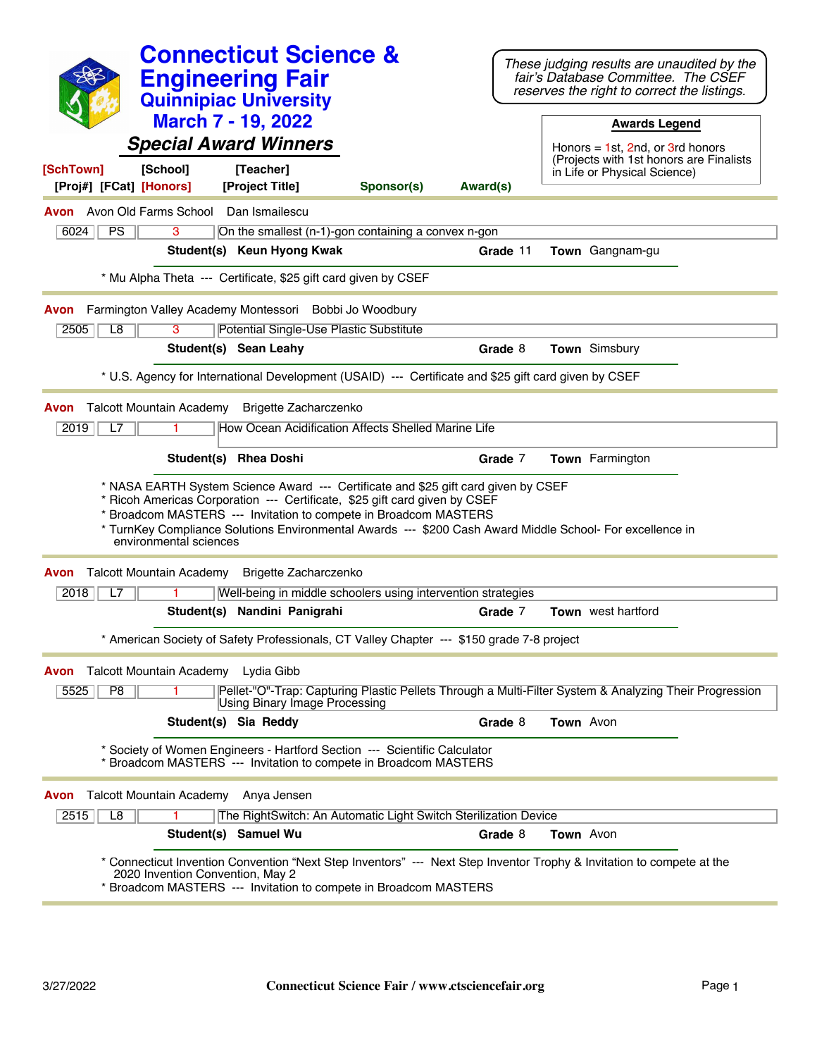# Connecticut Science & Engineering Fair

## Quinnipiac University

## March 7 - 19, 2022

### *Special Award Winners*

*These judging results are unaudited by the fair's Database Committee. The CSEF reserves the right to correct the listings.*

**Awards Legend**

Honors = 1st, 2nd, or 3rd honors (Projects with 1st honors are Finalists in Life or Physical Science)

[SchTown] [School] [Teacher]
[Proj#] [FCat] [Honors] [Project Title] Sponsor(s) Award(s)

---

**Avon** Avon Old Farms School Dan Ismailescu

| 6024 | PS | 3 | On the smallest (n-1)-gon containing a convex n-gon |
|---|---|---|---|

**Student(s)** **Keun Hyong Kwak** **Grade** 11 **Town** Gangnam-gu

* Mu Alpha Theta --- Certificate, $25 gift card given by CSEF

---

**Avon** Farmington Valley Academy Montessori Bobbi Jo Woodbury

| 2505 | L8 | 3 | Potential Single-Use Plastic Substitute |
|---|---|---|---|

**Student(s)** **Sean Leahy** **Grade** 8 **Town** Simsbury

* U.S. Agency for International Development (USAID) --- Certificate and $25 gift card given by CSEF

---

**Avon** Talcott Mountain Academy Brigette Zacharczenko

| 2019 | L7 | 1 | How Ocean Acidification Affects Shelled Marine Life |
|---|---|---|---|

**Student(s)** **Rhea Doshi** **Grade** 7 **Town** Farmington

* NASA EARTH System Science Award --- Certificate and $25 gift card given by CSEF
* Ricoh Americas Corporation --- Certificate, $25 gift card given by CSEF
* Broadcom MASTERS --- Invitation to compete in Broadcom MASTERS
* TurnKey Compliance Solutions Environmental Awards --- $200 Cash Award Middle School- For excellence in environmental sciences

---

**Avon** Talcott Mountain Academy Brigette Zacharczenko

| 2018 | L7 | 1 | Well-being in middle schoolers using intervention strategies |
|---|---|---|---|

**Student(s)** **Nandini Panigrahi** **Grade** 7 **Town** west hartford

* American Society of Safety Professionals, CT Valley Chapter --- $150 grade 7-8 project

---

**Avon** Talcott Mountain Academy Lydia Gibb

| 5525 | P8 | 1 | Pellet-"O"-Trap: Capturing Plastic Pellets Through a Multi-Filter System & Analyzing Their Progression Using Binary Image Processing |
|---|---|---|---|

**Student(s)** **Sia Reddy** **Grade** 8 **Town** Avon

* Society of Women Engineers - Hartford Section --- Scientific Calculator
* Broadcom MASTERS --- Invitation to compete in Broadcom MASTERS

---

**Avon** Talcott Mountain Academy Anya Jensen

| 2515 | L8 | 1 | The RightSwitch: An Automatic Light Switch Sterilization Device |
|---|---|---|---|

**Student(s)** **Samuel Wu** **Grade** 8 **Town** Avon

* Connecticut Invention Convention "Next Step Inventors" --- Next Step Inventor Trophy & Invitation to compete at the 2020 Invention Convention, May 2
* Broadcom MASTERS --- Invitation to compete in Broadcom MASTERS

---

3/27/2022 Connecticut Science Fair / www.ctsciencefair.org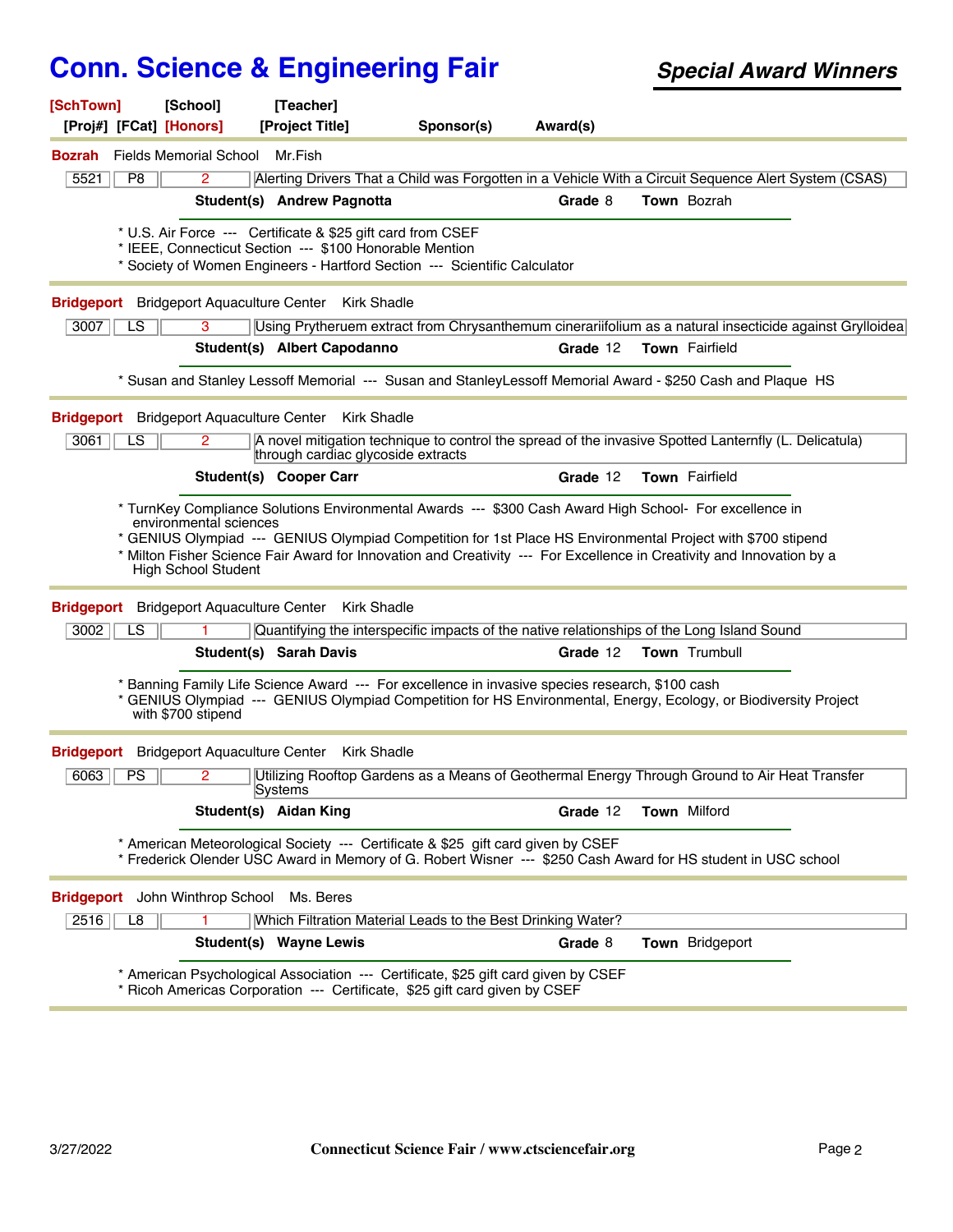# Conn. Science & Engineering Fair

## *Special Award Winners*

**[SchTown]** **[School]** **[Teacher]**
**[Proj#]** **[FCat]** **[Honors]** **[Project Title]** **Sponsor(s)** **Award(s)**

---

**Bozrah** Fields Memorial School Mr.Fish

| 5521 | P8 | 2 | Alerting Drivers That a Child was Forgotten in a Vehicle With a Circuit Sequence Alert System (CSAS) |
|---|---|---|---|

**Student(s) Andrew Pagnotta** **Grade** 8 **Town** Bozrah

* U.S. Air Force --- Certificate & $25 gift card from CSEF
* IEEE, Connecticut Section --- $100 Honorable Mention
* Society of Women Engineers - Hartford Section --- Scientific Calculator

---

**Bridgeport** Bridgeport Aquaculture Center Kirk Shadle

| 3007 | LS | 3 | Using Prytheruem extract from Chrysanthemum cinerariifolium as a natural insecticide against Grylloidea |
|---|---|---|---|

**Student(s) Albert Capodanno** **Grade** 12 **Town** Fairfield

* Susan and Stanley Lessoff Memorial --- Susan and StanleyLessoff Memorial Award - $250 Cash and Plaque HS

---

**Bridgeport** Bridgeport Aquaculture Center Kirk Shadle

| 3061 | LS | 2 | A novel mitigation technique to control the spread of the invasive Spotted Lanternfly (L. Delicatula) through cardiac glycoside extracts |
|---|---|---|---|

**Student(s) Cooper Carr** **Grade** 12 **Town** Fairfield

* TurnKey Compliance Solutions Environmental Awards --- $300 Cash Award High School- For excellence in environmental sciences
* GENIUS Olympiad --- GENIUS Olympiad Competition for 1st Place HS Environmental Project with $700 stipend
* Milton Fisher Science Fair Award for Innovation and Creativity --- For Excellence in Creativity and Innovation by a High School Student

---

**Bridgeport** Bridgeport Aquaculture Center Kirk Shadle

| 3002 | LS | 1 | Quantifying the interspecific impacts of the native relationships of the Long Island Sound |
|---|---|---|---|

**Student(s) Sarah Davis** **Grade** 12 **Town** Trumbull

* Banning Family Life Science Award --- For excellence in invasive species research, $100 cash
* GENIUS Olympiad --- GENIUS Olympiad Competition for HS Environmental, Energy, Ecology, or Biodiversity Project with $700 stipend

---

**Bridgeport** Bridgeport Aquaculture Center Kirk Shadle

| 6063 | PS | 2 | Utilizing Rooftop Gardens as a Means of Geothermal Energy Through Ground to Air Heat Transfer Systems |
|---|---|---|---|

**Student(s) Aidan King** **Grade** 12 **Town** Milford

* American Meteorological Society --- Certificate & $25 gift card given by CSEF
* Frederick Olender USC Award in Memory of G. Robert Wisner --- $250 Cash Award for HS student in USC school

---

**Bridgeport** John Winthrop School Ms. Beres

| 2516 | L8 | 1 | Which Filtration Material Leads to the Best Drinking Water? |
|---|---|---|---|

**Student(s) Wayne Lewis** **Grade** 8 **Town** Bridgeport

* American Psychological Association --- Certificate, $25 gift card given by CSEF
* Ricoh Americas Corporation --- Certificate, $25 gift card given by CSEF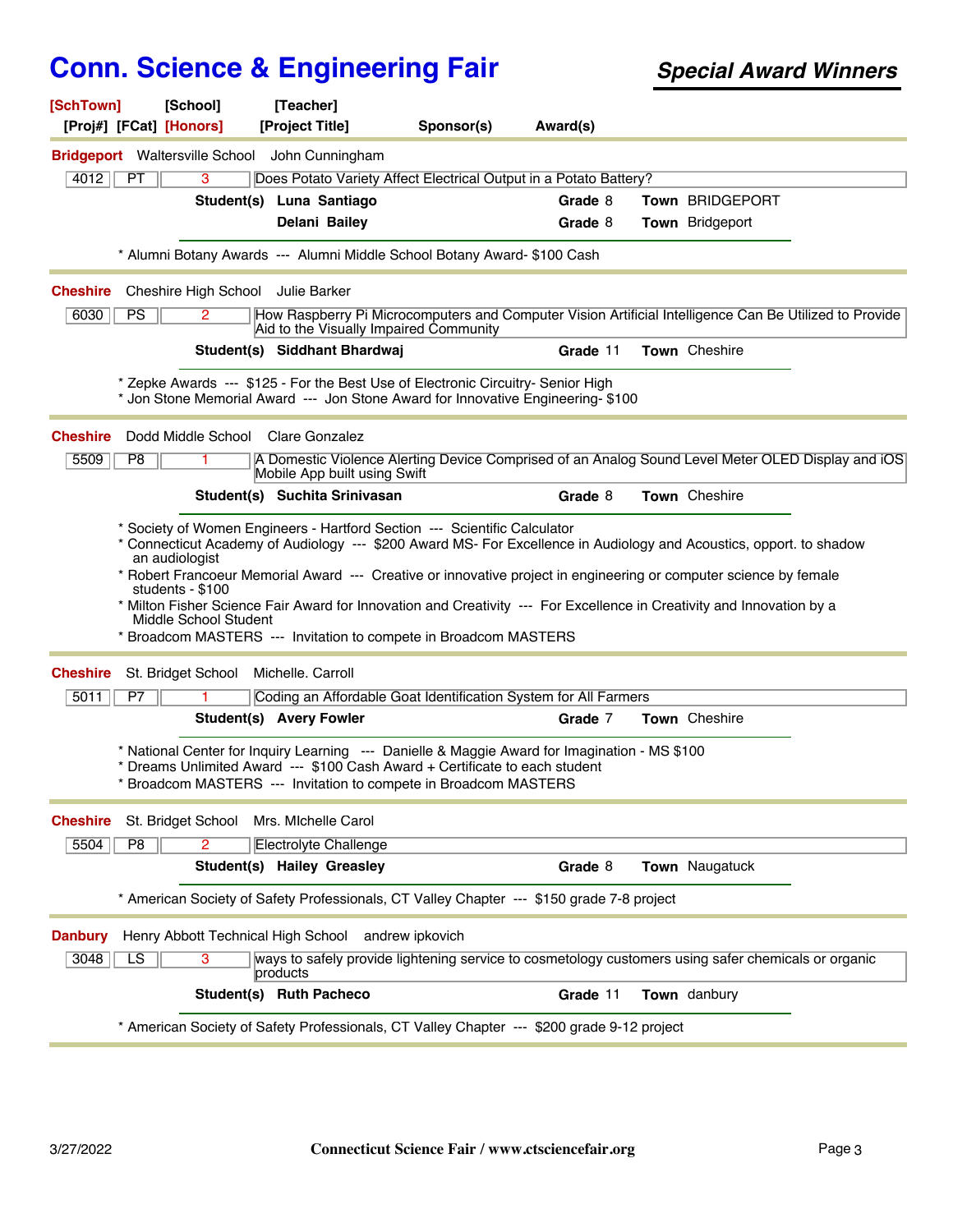# Conn. Science & Engineering Fair

***Special Award Winners***

**[SchTown]** **[School]** **[Teacher]**
**[Proj#]** **[FCat]** **[Honors]** **[Project Title]** **Sponsor(s)** **Award(s)**

---

**Bridgeport** Waltersville School John Cunningham

| 4012 | PT | 3 | Does Potato Variety Affect Electrical Output in a Potato Battery? |
|---|---|---|---|

**Student(s)** **Luna Santiago** **Grade** 8 **Town** BRIDGEPORT
**Delani Bailey** **Grade** 8 **Town** Bridgeport

* Alumni Botany Awards --- Alumni Middle School Botany Award- $100 Cash

---

**Cheshire** Cheshire High School Julie Barker

| 6030 | PS | 2 | How Raspberry Pi Microcomputers and Computer Vision Artificial Intelligence Can Be Utilized to Provide Aid to the Visually Impaired Community |
|---|---|---|---|

**Student(s)** **Siddhant Bhardwaj** **Grade** 11 **Town** Cheshire

* Zepke Awards --- $125 - For the Best Use of Electronic Circuitry- Senior High
* Jon Stone Memorial Award --- Jon Stone Award for Innovative Engineering- $100

---

**Cheshire** Dodd Middle School Clare Gonzalez

| 5509 | P8 | 1 | A Domestic Violence Alerting Device Comprised of an Analog Sound Level Meter OLED Display and iOS Mobile App built using Swift |
|---|---|---|---|

**Student(s)** **Suchita Srinivasan** **Grade** 8 **Town** Cheshire

* Society of Women Engineers - Hartford Section --- Scientific Calculator
* Connecticut Academy of Audiology --- $200 Award MS- For Excellence in Audiology and Acoustics, opport. to shadow an audiologist
* Robert Francoeur Memorial Award --- Creative or innovative project in engineering or computer science by female students - $100
* Milton Fisher Science Fair Award for Innovation and Creativity --- For Excellence in Creativity and Innovation by a Middle School Student
* Broadcom MASTERS --- Invitation to compete in Broadcom MASTERS

---

**Cheshire** St. Bridget School Michelle. Carroll

| 5011 | P7 | 1 | Coding an Affordable Goat Identification System for All Farmers |
|---|---|---|---|

**Student(s)** **Avery Fowler** **Grade** 7 **Town** Cheshire

* National Center for Inquiry Learning --- Danielle & Maggie Award for Imagination - MS $100
* Dreams Unlimited Award --- $100 Cash Award + Certificate to each student
* Broadcom MASTERS --- Invitation to compete in Broadcom MASTERS

---

**Cheshire** St. Bridget School Mrs. MIchelle Carol

| 5504 | P8 | 2 | Electrolyte Challenge |
|---|---|---|---|

**Student(s)** **Hailey Greasley** **Grade** 8 **Town** Naugatuck

* American Society of Safety Professionals, CT Valley Chapter --- $150 grade 7-8 project

---

**Danbury** Henry Abbott Technical High School andrew ipkovich

| 3048 | LS | 3 | ways to safely provide lightening service to cosmetology customers using safer chemicals or organic products |
|---|---|---|---|

**Student(s)** **Ruth Pacheco** **Grade** 11 **Town** danbury

* American Society of Safety Professionals, CT Valley Chapter --- $200 grade 9-12 project

---

3/27/2022 Connecticut Science Fair / www.ctsciencefair.org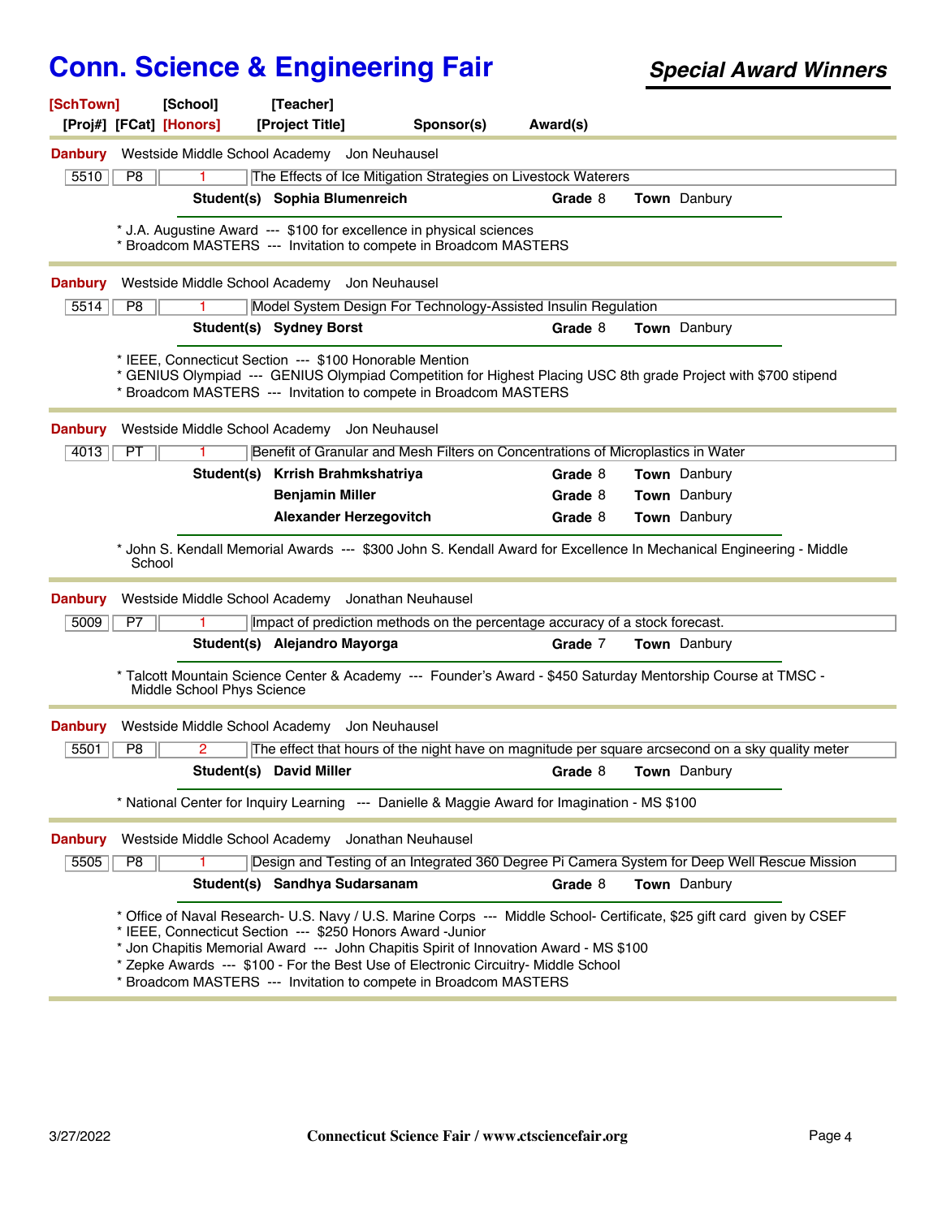# Conn. Science & Engineering Fair

***Special Award Winners***

**[SchTown]** [School] [Teacher]
[Proj#] [FCat] **[Honors]** [Project Title] Sponsor(s) Award(s)

---

**Danbury** Westside Middle School Academy Jon Neuhausel

| 5510 | P8 | 1 | The Effects of Ice Mitigation Strategies on Livestock Waterers |
|---|---|---|---|

**Student(s)** **Sophia Blumenreich** **Grade** 8 **Town** Danbury

* J.A. Augustine Award --- $100 for excellence in physical sciences
* Broadcom MASTERS --- Invitation to compete in Broadcom MASTERS

---

**Danbury** Westside Middle School Academy Jon Neuhausel

| 5514 | P8 | 1 | Model System Design For Technology-Assisted Insulin Regulation |
|---|---|---|---|

**Student(s)** **Sydney Borst** **Grade** 8 **Town** Danbury

* IEEE, Connecticut Section --- $100 Honorable Mention
* GENIUS Olympiad --- GENIUS Olympiad Competition for Highest Placing USC 8th grade Project with $700 stipend
* Broadcom MASTERS --- Invitation to compete in Broadcom MASTERS

---

**Danbury** Westside Middle School Academy Jon Neuhausel

| 4013 | PT | 1 | Benefit of Granular and Mesh Filters on Concentrations of Microplastics in Water |
|---|---|---|---|

**Student(s)** **Krrish Brahmkshatriya** **Grade** 8 **Town** Danbury
**Benjamin Miller** **Grade** 8 **Town** Danbury
**Alexander Herzegovitch** **Grade** 8 **Town** Danbury

* John S. Kendall Memorial Awards --- $300 John S. Kendall Award for Excellence In Mechanical Engineering - Middle School

---

**Danbury** Westside Middle School Academy Jonathan Neuhausel

| 5009 | P7 | 1 | Impact of prediction methods on the percentage accuracy of a stock forecast. |
|---|---|---|---|

**Student(s)** **Alejandro Mayorga** **Grade** 7 **Town** Danbury

* Talcott Mountain Science Center & Academy --- Founder's Award - $450 Saturday Mentorship Course at TMSC - Middle School Phys Science

---

**Danbury** Westside Middle School Academy Jon Neuhausel

| 5501 | P8 | 2 | The effect that hours of the night have on magnitude per square arcsecond on a sky quality meter |
|---|---|---|---|

**Student(s)** **David Miller** **Grade** 8 **Town** Danbury

* National Center for Inquiry Learning --- Danielle & Maggie Award for Imagination - MS $100

---

**Danbury** Westside Middle School Academy Jonathan Neuhausel

| 5505 | P8 | 1 | Design and Testing of an Integrated 360 Degree Pi Camera System for Deep Well Rescue Mission |
|---|---|---|---|

**Student(s)** **Sandhya Sudarsanam** **Grade** 8 **Town** Danbury

* Office of Naval Research- U.S. Navy / U.S. Marine Corps --- Middle School- Certificate, $25 gift card given by CSEF
* IEEE, Connecticut Section --- $250 Honors Award -Junior
* Jon Chapitis Memorial Award --- John Chapitis Spirit of Innovation Award - MS $100
* Zepke Awards --- $100 - For the Best Use of Electronic Circuitry- Middle School
* Broadcom MASTERS --- Invitation to compete in Broadcom MASTERS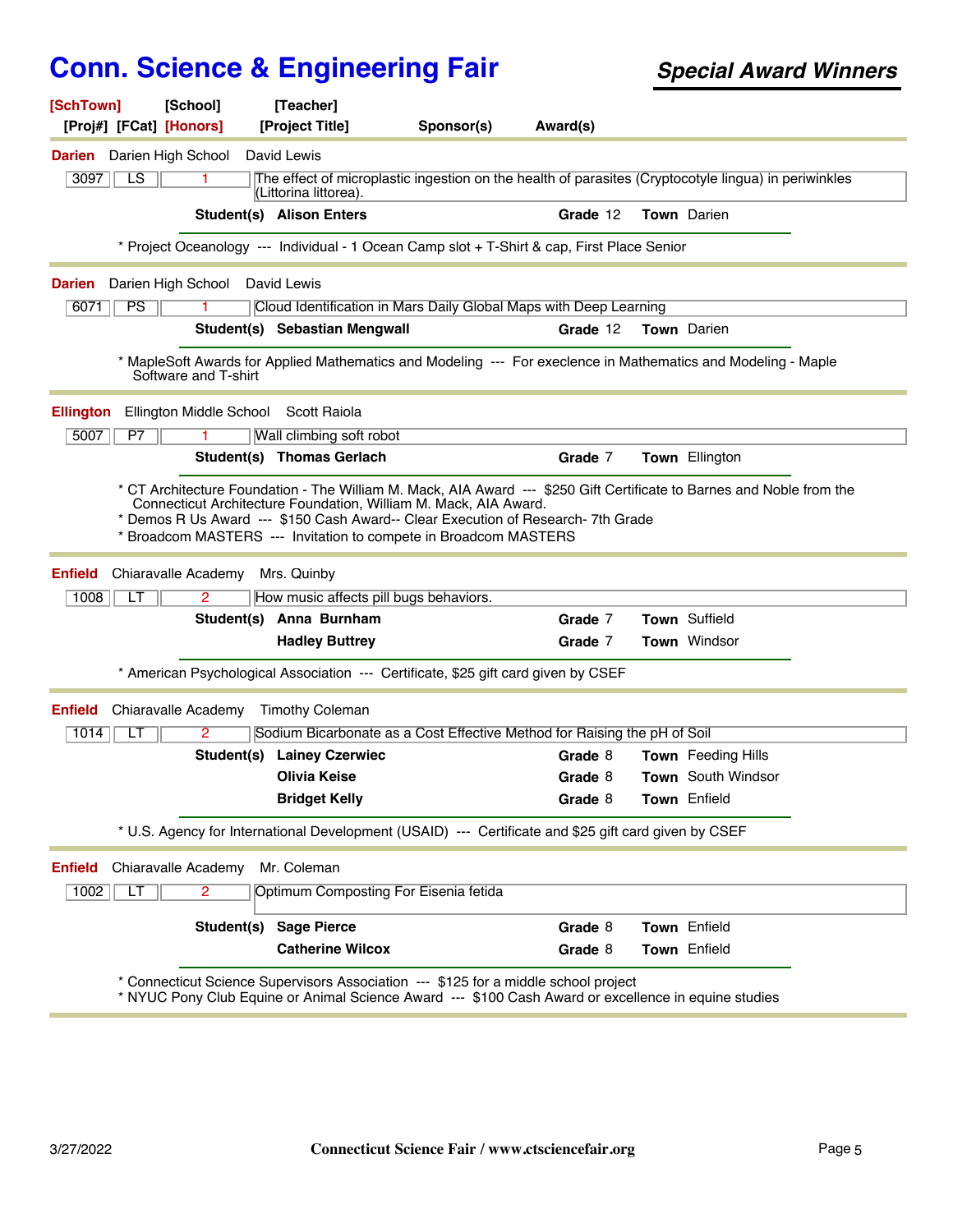# Conn. Science & Engineering Fair

***Special Award Winners***

**[SchTown]** **[School]** **[Teacher]**
**[Proj#]** **[FCat]** **[Honors]** **[Project Title]** **Sponsor(s)** **Award(s)**

---

**Darien** Darien High School David Lewis

| 3097 | LS | 1 | The effect of microplastic ingestion on the health of parasites (Cryptocotyle lingua) in periwinkles (Littorina littorea). |
|---|---|---|---|

**Student(s)** **Alison Enters** **Grade** 12 **Town** Darien

* Project Oceanology --- Individual - 1 Ocean Camp slot + T-Shirt & cap, First Place Senior

---

**Darien** Darien High School David Lewis

| 6071 | PS | 1 | Cloud Identification in Mars Daily Global Maps with Deep Learning |
|---|---|---|---|

**Student(s)** **Sebastian Mengwall** **Grade** 12 **Town** Darien

* MapleSoft Awards for Applied Mathematics and Modeling --- For execlence in Mathematics and Modeling - Maple Software and T-shirt

---

**Ellington** Ellington Middle School Scott Raiola

| 5007 | P7 | 1 | Wall climbing soft robot |
|---|---|---|---|

**Student(s)** **Thomas Gerlach** **Grade** 7 **Town** Ellington

* CT Architecture Foundation - The William M. Mack, AIA Award --- $250 Gift Certificate to Barnes and Noble from the Connecticut Architecture Foundation, William M. Mack, AIA Award.
* Demos R Us Award --- $150 Cash Award-- Clear Execution of Research- 7th Grade
* Broadcom MASTERS --- Invitation to compete in Broadcom MASTERS

---

**Enfield** Chiaravalle Academy Mrs. Quinby

| 1008 | LT | 2 | How music affects pill bugs behaviors. |
|---|---|---|---|

**Student(s)** **Anna Burnham** **Grade** 7 **Town** Suffield
**Hadley Buttrey** **Grade** 7 **Town** Windsor

* American Psychological Association --- Certificate, $25 gift card given by CSEF

---

**Enfield** Chiaravalle Academy Timothy Coleman

| 1014 | LT | 2 | Sodium Bicarbonate as a Cost Effective Method for Raising the pH of Soil |
|---|---|---|---|

**Student(s)** **Lainey Czerwiec** **Grade** 8 **Town** Feeding Hills
**Olivia Keise** **Grade** 8 **Town** South Windsor
**Bridget Kelly** **Grade** 8 **Town** Enfield

* U.S. Agency for International Development (USAID) --- Certificate and $25 gift card given by CSEF

---

**Enfield** Chiaravalle Academy Mr. Coleman

| 1002 | LT | 2 | Optimum Composting For Eisenia fetida |
|---|---|---|---|

**Student(s)** **Sage Pierce** **Grade** 8 **Town** Enfield
**Catherine Wilcox** **Grade** 8 **Town** Enfield

* Connecticut Science Supervisors Association --- $125 for a middle school project
* NYUC Pony Club Equine or Animal Science Award --- $100 Cash Award or excellence in equine studies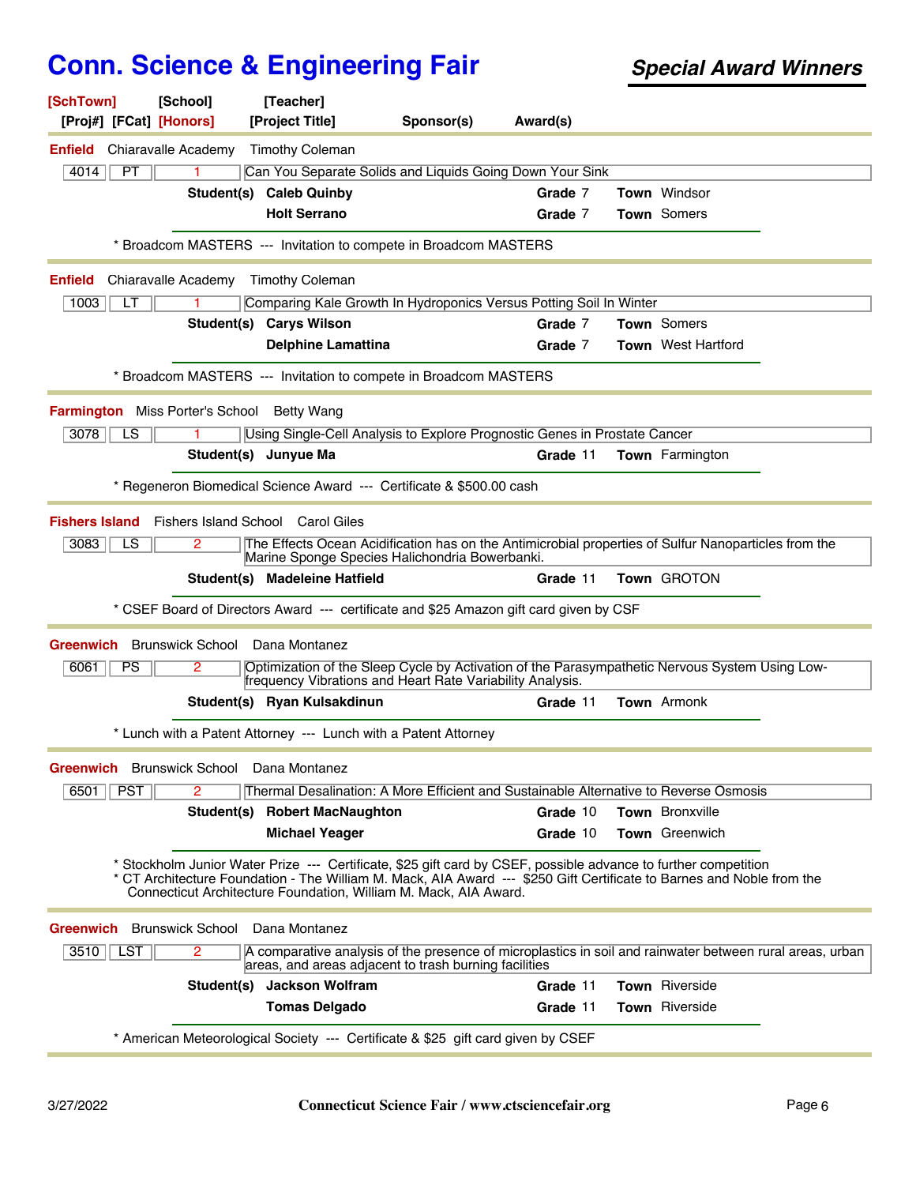# Conn. Science & Engineering Fair

***Special Award Winners***

**[SchTown]** **[School]** **[Teacher]**
**[Proj#]** **[FCat]** **[Honors]** **[Project Title]** **Sponsor(s)** **Award(s)**

---

**Enfield** Chiaravalle Academy Timothy Coleman

| 4014 | PT | 1 | Can You Separate Solids and Liquids Going Down Your Sink |
|---|---|---|---|

**Student(s)**
- **Caleb Quinby** — **Grade** 7 — **Town** Windsor
- **Holt Serrano** — **Grade** 7 — **Town** Somers

\* Broadcom MASTERS --- Invitation to compete in Broadcom MASTERS

---

**Enfield** Chiaravalle Academy Timothy Coleman

| 1003 | LT | 1 | Comparing Kale Growth In Hydroponics Versus Potting Soil In Winter |
|---|---|---|---|

**Student(s)**
- **Carys Wilson** — **Grade** 7 — **Town** Somers
- **Delphine Lamattina** — **Grade** 7 — **Town** West Hartford

\* Broadcom MASTERS --- Invitation to compete in Broadcom MASTERS

---

**Farmington** Miss Porter's School Betty Wang

| 3078 | LS | 1 | Using Single-Cell Analysis to Explore Prognostic Genes in Prostate Cancer |
|---|---|---|---|

**Student(s)**
- **Junyue Ma** — **Grade** 11 — **Town** Farmington

\* Regeneron Biomedical Science Award --- Certificate & $500.00 cash

---

**Fishers Island** Fishers Island School Carol Giles

| 3083 | LS | 2 | The Effects Ocean Acidification has on the Antimicrobial properties of Sulfur Nanoparticles from the Marine Sponge Species Halichondria Bowerbanki. |
|---|---|---|---|

**Student(s)**
- **Madeleine Hatfield** — **Grade** 11 — **Town** GROTON

\* CSEF Board of Directors Award --- certificate and $25 Amazon gift card given by CSF

---

**Greenwich** Brunswick School Dana Montanez

| 6061 | PS | 2 | Optimization of the Sleep Cycle by Activation of the Parasympathetic Nervous System Using Low-frequency Vibrations and Heart Rate Variability Analysis. |
|---|---|---|---|

**Student(s)**
- **Ryan Kulsakdinun** — **Grade** 11 — **Town** Armonk

\* Lunch with a Patent Attorney --- Lunch with a Patent Attorney

---

**Greenwich** Brunswick School Dana Montanez

| 6501 | PST | 2 | Thermal Desalination: A More Efficient and Sustainable Alternative to Reverse Osmosis |
|---|---|---|---|

**Student(s)**
- **Robert MacNaughton** — **Grade** 10 — **Town** Bronxville
- **Michael Yeager** — **Grade** 10 — **Town** Greenwich

\* Stockholm Junior Water Prize --- Certificate, $25 gift card by CSEF, possible advance to further competition
\* CT Architecture Foundation - The William M. Mack, AIA Award --- $250 Gift Certificate to Barnes and Noble from the Connecticut Architecture Foundation, William M. Mack, AIA Award.

---

**Greenwich** Brunswick School Dana Montanez

| 3510 | LST | 2 | A comparative analysis of the presence of microplastics in soil and rainwater between rural areas, urban areas, and areas adjacent to trash burning facilities |
|---|---|---|---|

**Student(s)**
- **Jackson Wolfram** — **Grade** 11 — **Town** Riverside
- **Tomas Delgado** — **Grade** 11 — **Town** Riverside

\* American Meteorological Society --- Certificate & $25 gift card given by CSEF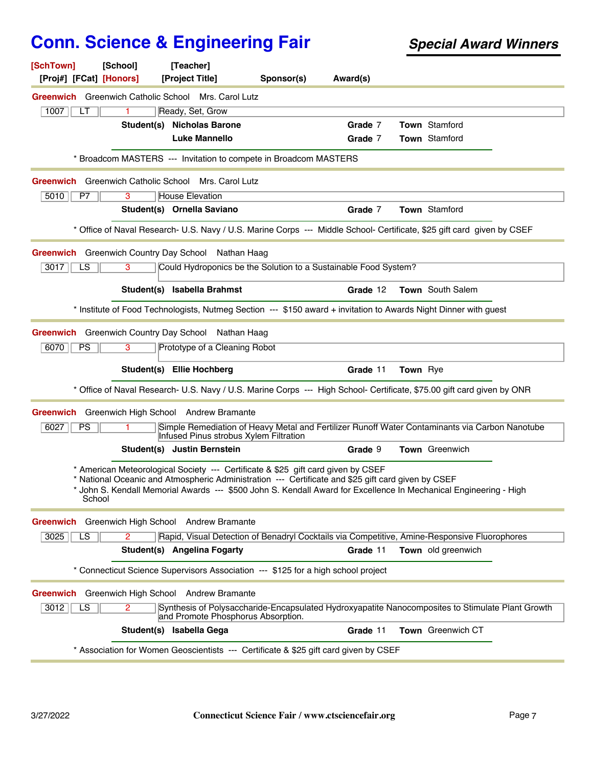# Conn. Science & Engineering Fair

***Special Award Winners***

**[SchTown]** **[School]** **[Teacher]**
**[Proj#]** **[FCat]** **[Honors]** **[Project Title]** **Sponsor(s)** **Award(s)**

---

**Greenwich** Greenwich Catholic School Mrs. Carol Lutz

| 1007 | LT | 1 | Ready, Set, Grow |
|---|---|---|---|

**Student(s)** **Nicholas Barone** **Grade** 7 **Town** Stamford
**Luke Mannello** **Grade** 7 **Town** Stamford

* Broadcom MASTERS --- Invitation to compete in Broadcom MASTERS

---

**Greenwich** Greenwich Catholic School Mrs. Carol Lutz

| 5010 | P7 | 3 | House Elevation |
|---|---|---|---|

**Student(s)** **Ornella Saviano** **Grade** 7 **Town** Stamford

* Office of Naval Research- U.S. Navy / U.S. Marine Corps --- Middle School- Certificate, $25 gift card given by CSEF

---

**Greenwich** Greenwich Country Day School Nathan Haag

| 3017 | LS | 3 | Could Hydroponics be the Solution to a Sustainable Food System? |
|---|---|---|---|

**Student(s)** **Isabella Brahmst** **Grade** 12 **Town** South Salem

* Institute of Food Technologists, Nutmeg Section --- $150 award + invitation to Awards Night Dinner with guest

---

**Greenwich** Greenwich Country Day School Nathan Haag

| 6070 | PS | 3 | Prototype of a Cleaning Robot |
|---|---|---|---|

**Student(s)** **Ellie Hochberg** **Grade** 11 **Town** Rye

* Office of Naval Research- U.S. Navy / U.S. Marine Corps --- High School- Certificate, $75.00 gift card given by ONR

---

**Greenwich** Greenwich High School Andrew Bramante

| 6027 | PS | 1 | Simple Remediation of Heavy Metal and Fertilizer Runoff Water Contaminants via Carbon Nanotube Infused Pinus strobus Xylem Filtration |
|---|---|---|---|

**Student(s)** **Justin Bernstein** **Grade** 9 **Town** Greenwich

* American Meteorological Society --- Certificate & $25 gift card given by CSEF
* National Oceanic and Atmospheric Administration --- Certificate and $25 gift card given by CSEF
* John S. Kendall Memorial Awards --- $500 John S. Kendall Award for Excellence In Mechanical Engineering - High School

---

**Greenwich** Greenwich High School Andrew Bramante

| 3025 | LS | 2 | Rapid, Visual Detection of Benadryl Cocktails via Competitive, Amine-Responsive Fluorophores |
|---|---|---|---|

**Student(s)** **Angelina Fogarty** **Grade** 11 **Town** old greenwich

* Connecticut Science Supervisors Association --- $125 for a high school project

---

**Greenwich** Greenwich High School Andrew Bramante

| 3012 | LS | 2 | Synthesis of Polysaccharide-Encapsulated Hydroxyapatite Nanocomposites to Stimulate Plant Growth and Promote Phosphorus Absorption. |
|---|---|---|---|

**Student(s)** **Isabella Gega** **Grade** 11 **Town** Greenwich CT

* Association for Women Geoscientists --- Certificate & $25 gift card given by CSEF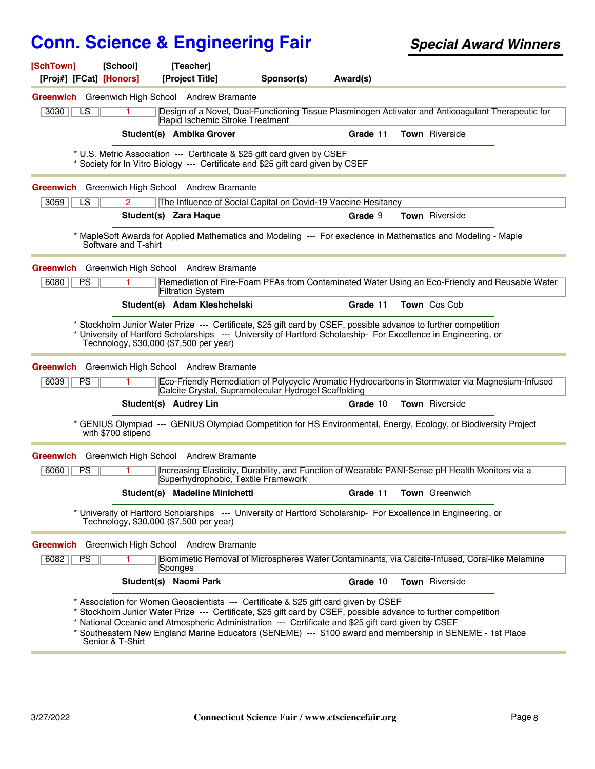# Conn. Science & Engineering Fair

***Special Award Winners***

**[SchTown] [School] [Teacher]**
**[Proj#] [FCat] [Honors] [Project Title] Sponsor(s) Award(s)**

---

**Greenwich** Greenwich High School Andrew Bramante

| 3030 | LS | 1 | Design of a Novel, Dual-Functioning Tissue Plasminogen Activator and Anticoagulant Therapeutic for Rapid Ischemic Stroke Treatment |
|---|---|---|---|

**Student(s) Ambika Grover** **Grade** 11 **Town** Riverside

* U.S. Metric Association --- Certificate & $25 gift card given by CSEF
* Society for In Vitro Biology --- Certificate and $25 gift card given by CSEF

---

**Greenwich** Greenwich High School Andrew Bramante

| 3059 | LS | 2 | The Influence of Social Capital on Covid-19 Vaccine Hesitancy |
|---|---|---|---|

**Student(s) Zara Haque** **Grade** 9 **Town** Riverside

* MapleSoft Awards for Applied Mathematics and Modeling --- For execlence in Mathematics and Modeling - Maple Software and T-shirt

---

**Greenwich** Greenwich High School Andrew Bramante

| 6080 | PS | 1 | Remediation of Fire-Foam PFAs from Contaminated Water Using an Eco-Friendly and Reusable Water Filtration System |
|---|---|---|---|

**Student(s) Adam Kleshchelski** **Grade** 11 **Town** Cos Cob

* Stockholm Junior Water Prize --- Certificate, $25 gift card by CSEF, possible advance to further competition
* University of Hartford Scholarships --- University of Hartford Scholarship- For Excellence in Engineering, or Technology, $30,000 ($7,500 per year)

---

**Greenwich** Greenwich High School Andrew Bramante

| 6039 | PS | 1 | Eco-Friendly Remediation of Polycyclic Aromatic Hydrocarbons in Stormwater via Magnesium-Infused Calcite Crystal, Supramolecular Hydrogel Scaffolding |
|---|---|---|---|

**Student(s) Audrey Lin** **Grade** 10 **Town** Riverside

* GENIUS Olympiad --- GENIUS Olympiad Competition for HS Environmental, Energy, Ecology, or Biodiversity Project with $700 stipend

---

**Greenwich** Greenwich High School Andrew Bramante

| 6060 | PS | 1 | Increasing Elasticity, Durability, and Function of Wearable PANI-Sense pH Health Monitors via a Superhydrophobic, Textile Framework |
|---|---|---|---|

**Student(s) Madeline Minichetti** **Grade** 11 **Town** Greenwich

* University of Hartford Scholarships --- University of Hartford Scholarship- For Excellence in Engineering, or Technology, $30,000 ($7,500 per year)

---

**Greenwich** Greenwich High School Andrew Bramante

| 6082 | PS | 1 | Biomimetic Removal of Microspheres Water Contaminants, via Calcite-Infused, Coral-like Melamine Sponges |
|---|---|---|---|

**Student(s) Naomi Park** **Grade** 10 **Town** Riverside

* Association for Women Geoscientists --- Certificate & $25 gift card given by CSEF
* Stockholm Junior Water Prize --- Certificate, $25 gift card by CSEF, possible advance to further competition
* National Oceanic and Atmospheric Administration --- Certificate and $25 gift card given by CSEF
* Southeastern New England Marine Educators (SENEME) --- $100 award and membership in SENEME - 1st Place Senior & T-Shirt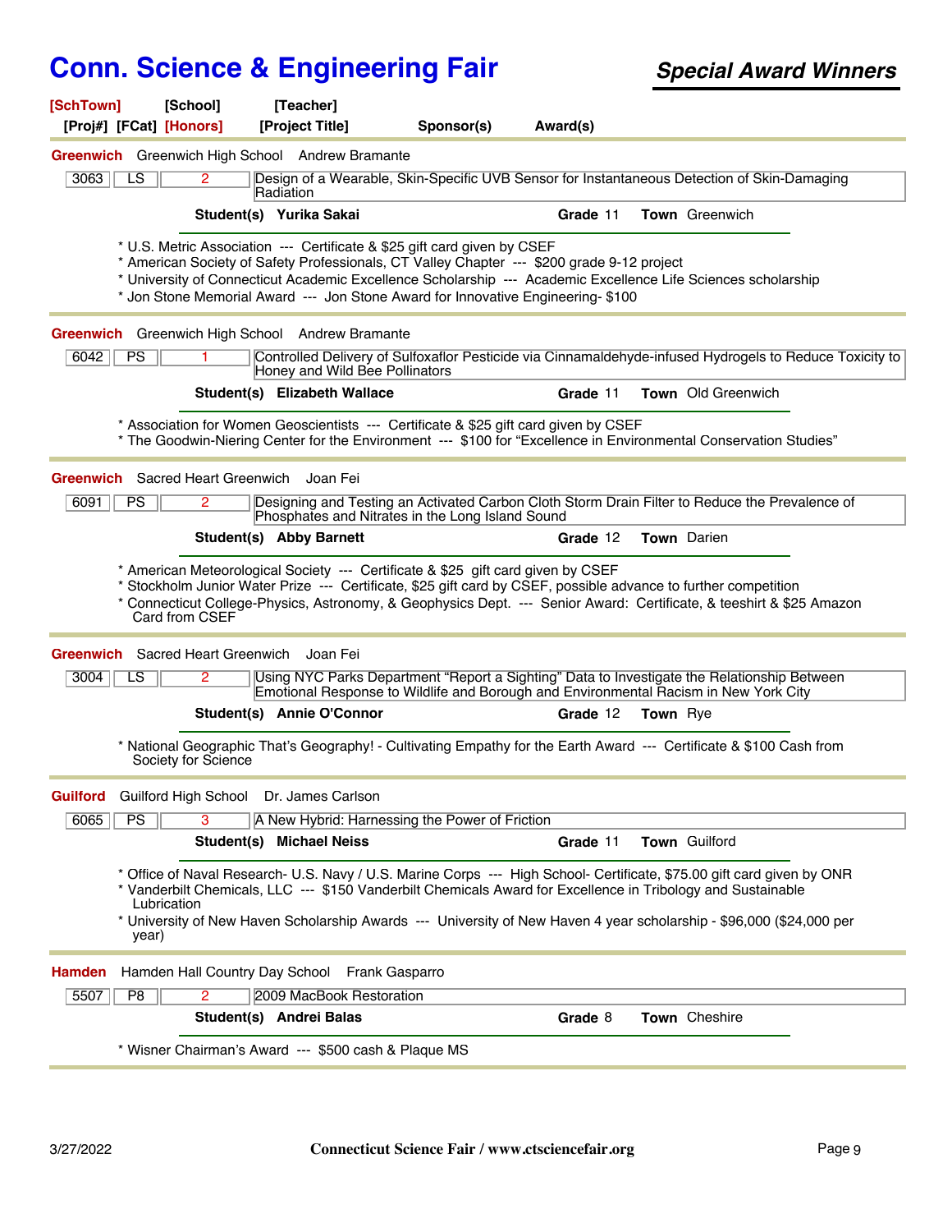# Conn. Science & Engineering Fair

## *Special Award Winners*

**[SchTown]** **[School]** **[Teacher]**
**[Proj#]** **[FCat]** **[Honors]** **[Project Title]** **Sponsor(s)** **Award(s)**

---

**Greenwich** Greenwich High School Andrew Bramante

| 3063 | LS | 2 | Design of a Wearable, Skin-Specific UVB Sensor for Instantaneous Detection of Skin-Damaging Radiation |
|---|---|---|---|

**Student(s) Yurika Sakai** **Grade** 11 **Town** Greenwich

* U.S. Metric Association --- Certificate & $25 gift card given by CSEF
* American Society of Safety Professionals, CT Valley Chapter --- $200 grade 9-12 project
* University of Connecticut Academic Excellence Scholarship --- Academic Excellence Life Sciences scholarship
* Jon Stone Memorial Award --- Jon Stone Award for Innovative Engineering- $100

---

**Greenwich** Greenwich High School Andrew Bramante

| 6042 | PS | 1 | Controlled Delivery of Sulfoxaflor Pesticide via Cinnamaldehyde-infused Hydrogels to Reduce Toxicity to Honey and Wild Bee Pollinators |
|---|---|---|---|

**Student(s) Elizabeth Wallace** **Grade** 11 **Town** Old Greenwich

* Association for Women Geoscientists --- Certificate & $25 gift card given by CSEF
* The Goodwin-Niering Center for the Environment --- $100 for “Excellence in Environmental Conservation Studies”

---

**Greenwich** Sacred Heart Greenwich Joan Fei

| 6091 | PS | 2 | Designing and Testing an Activated Carbon Cloth Storm Drain Filter to Reduce the Prevalence of Phosphates and Nitrates in the Long Island Sound |
|---|---|---|---|

**Student(s) Abby Barnett** **Grade** 12 **Town** Darien

* American Meteorological Society --- Certificate & $25 gift card given by CSEF
* Stockholm Junior Water Prize --- Certificate, $25 gift card by CSEF, possible advance to further competition
* Connecticut College-Physics, Astronomy, & Geophysics Dept. --- Senior Award: Certificate, & teeshirt & $25 Amazon Card from CSEF

---

**Greenwich** Sacred Heart Greenwich Joan Fei

| 3004 | LS | 2 | Using NYC Parks Department “Report a Sighting” Data to Investigate the Relationship Between Emotional Response to Wildlife and Borough and Environmental Racism in New York City |
|---|---|---|---|

**Student(s) Annie O'Connor** **Grade** 12 **Town** Rye

* National Geographic That’s Geography! - Cultivating Empathy for the Earth Award --- Certificate & $100 Cash from Society for Science

---

**Guilford** Guilford High School Dr. James Carlson

| 6065 | PS | 3 | A New Hybrid: Harnessing the Power of Friction |
|---|---|---|---|

**Student(s) Michael Neiss** **Grade** 11 **Town** Guilford

* Office of Naval Research- U.S. Navy / U.S. Marine Corps --- High School- Certificate, $75.00 gift card given by ONR
* Vanderbilt Chemicals, LLC --- $150 Vanderbilt Chemicals Award for Excellence in Tribology and Sustainable Lubrication
* University of New Haven Scholarship Awards --- University of New Haven 4 year scholarship - $96,000 ($24,000 per year)

---

**Hamden** Hamden Hall Country Day School Frank Gasparro

| 5507 | P8 | 2 | 2009 MacBook Restoration |
|---|---|---|---|

**Student(s) Andrei Balas** **Grade** 8 **Town** Cheshire

* Wisner Chairman’s Award --- $500 cash & Plaque MS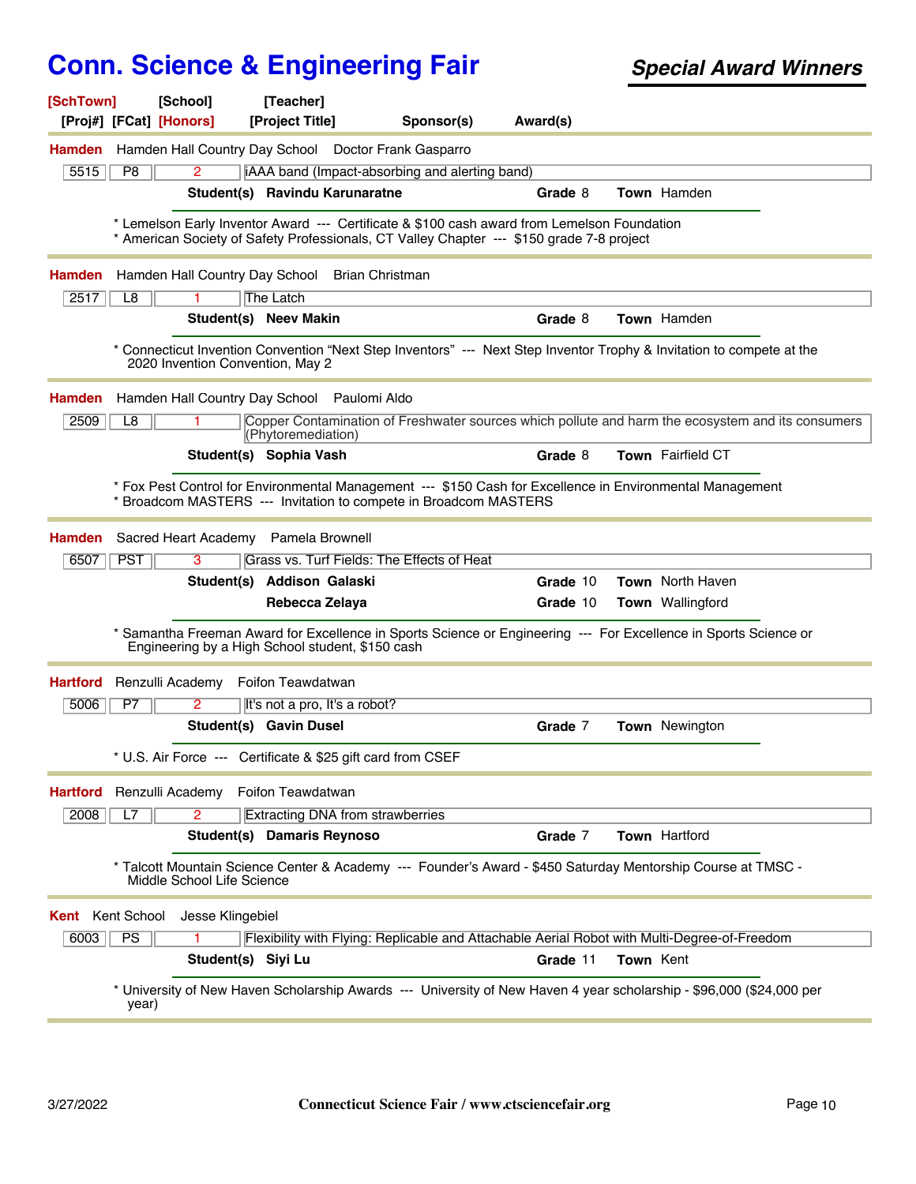# Conn. Science & Engineering Fair

## *Special Award Winners*

**[SchTown]** **[School]** **[Teacher]**
**[Proj#]** **[FCat]** **[Honors]** **[Project Title]** **Sponsor(s)** **Award(s)**

---

**Hamden** Hamden Hall Country Day School Doctor Frank Gasparro

| 5515 | P8 | 2 | iAAA band (Impact-absorbing and alerting band) |
|---|---|---|---|

**Student(s)** **Ravindu Karunaratne** **Grade** 8 **Town** Hamden

* Lemelson Early Inventor Award --- Certificate & $100 cash award from Lemelson Foundation
* American Society of Safety Professionals, CT Valley Chapter --- $150 grade 7-8 project

---

**Hamden** Hamden Hall Country Day School Brian Christman

| 2517 | L8 | 1 | The Latch |
|---|---|---|---|

**Student(s)** **Neev Makin** **Grade** 8 **Town** Hamden

* Connecticut Invention Convention "Next Step Inventors" --- Next Step Inventor Trophy & Invitation to compete at the 2020 Invention Convention, May 2

---

**Hamden** Hamden Hall Country Day School Paulomi Aldo

| 2509 | L8 | 1 | Copper Contamination of Freshwater sources which pollute and harm the ecosystem and its consumers (Phytoremediation) |
|---|---|---|---|

**Student(s)** **Sophia Vash** **Grade** 8 **Town** Fairfield CT

* Fox Pest Control for Environmental Management --- $150 Cash for Excellence in Environmental Management
* Broadcom MASTERS --- Invitation to compete in Broadcom MASTERS

---

**Hamden** Sacred Heart Academy Pamela Brownell

| 6507 | PST | 3 | Grass vs. Turf Fields: The Effects of Heat |
|---|---|---|---|

**Student(s)** **Addison Galaski** **Grade** 10 **Town** North Haven
**Rebecca Zelaya** **Grade** 10 **Town** Wallingford

* Samantha Freeman Award for Excellence in Sports Science or Engineering --- For Excellence in Sports Science or Engineering by a High School student, $150 cash

---

**Hartford** Renzulli Academy Foifon Teawdatwan

| 5006 | P7 | 2 | It's not a pro, It's a robot? |
|---|---|---|---|

**Student(s)** **Gavin Dusel** **Grade** 7 **Town** Newington

* U.S. Air Force --- Certificate & $25 gift card from CSEF

---

**Hartford** Renzulli Academy Foifon Teawdatwan

| 2008 | L7 | 2 | Extracting DNA from strawberries |
|---|---|---|---|

**Student(s)** **Damaris Reynoso** **Grade** 7 **Town** Hartford

* Talcott Mountain Science Center & Academy --- Founder's Award - $450 Saturday Mentorship Course at TMSC - Middle School Life Science

---

**Kent** Kent School Jesse Klingebiel

| 6003 | PS | 1 | Flexibility with Flying: Replicable and Attachable Aerial Robot with Multi-Degree-of-Freedom |
|---|---|---|---|

**Student(s)** **Siyi Lu** **Grade** 11 **Town** Kent

* University of New Haven Scholarship Awards --- University of New Haven 4 year scholarship - $96,000 ($24,000 per year)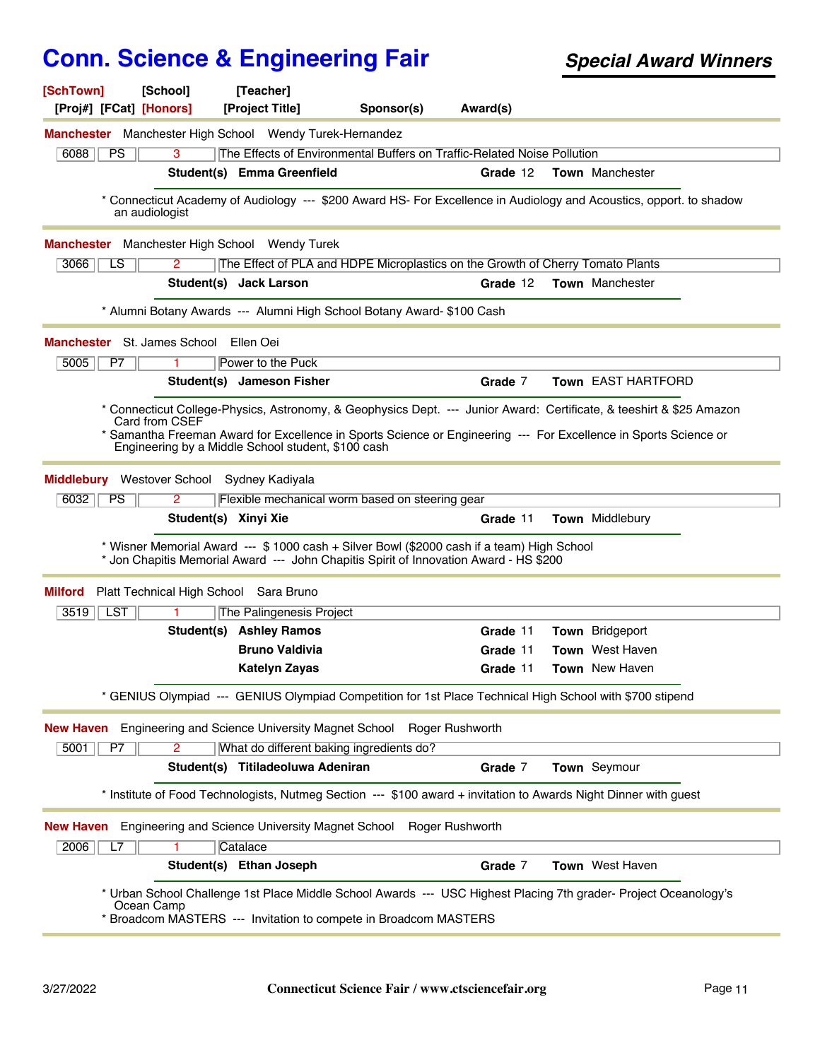# Conn. Science & Engineering Fair

## *Special Award Winners*

[SchTown] [School] [Teacher]
[Proj#] [FCat] [Honors] [Project Title] Sponsor(s) Award(s)

---

**Manchester** Manchester High School Wendy Turek-Hernandez

| 6088 | PS | 3 | The Effects of Environmental Buffers on Traffic-Related Noise Pollution |
|---|---|---|---|

**Student(s)** **Emma Greenfield** **Grade** 12 **Town** Manchester

* Connecticut Academy of Audiology --- $200 Award HS- For Excellence in Audiology and Acoustics, opport. to shadow an audiologist

---

**Manchester** Manchester High School Wendy Turek

| 3066 | LS | 2 | The Effect of PLA and HDPE Microplastics on the Growth of Cherry Tomato Plants |
|---|---|---|---|

**Student(s)** **Jack Larson** **Grade** 12 **Town** Manchester

* Alumni Botany Awards --- Alumni High School Botany Award- $100 Cash

---

**Manchester** St. James School Ellen Oei

| 5005 | P7 | 1 | Power to the Puck |
|---|---|---|---|

**Student(s)** **Jameson Fisher** **Grade** 7 **Town** EAST HARTFORD

* Connecticut College-Physics, Astronomy, & Geophysics Dept. --- Junior Award: Certificate, & teeshirt & $25 Amazon Card from CSEF
* Samantha Freeman Award for Excellence in Sports Science or Engineering --- For Excellence in Sports Science or Engineering by a Middle School student, $100 cash

---

**Middlebury** Westover School Sydney Kadiyala

| 6032 | PS | 2 | Flexible mechanical worm based on steering gear |
|---|---|---|---|

**Student(s)** **Xinyi Xie** **Grade** 11 **Town** Middlebury

* Wisner Memorial Award --- $ 1000 cash + Silver Bowl ($2000 cash if a team) High School
* Jon Chapitis Memorial Award --- John Chapitis Spirit of Innovation Award - HS $200

---

**Milford** Platt Technical High School Sara Bruno

| 3519 | LST | 1 | The Palingenesis Project |
|---|---|---|---|

**Student(s)** **Ashley Ramos** **Grade** 11 **Town** Bridgeport
**Bruno Valdivia** **Grade** 11 **Town** West Haven
**Katelyn Zayas** **Grade** 11 **Town** New Haven

* GENIUS Olympiad --- GENIUS Olympiad Competition for 1st Place Technical High School with $700 stipend

---

**New Haven** Engineering and Science University Magnet School Roger Rushworth

| 5001 | P7 | 2 | What do different baking ingredients do? |
|---|---|---|---|

**Student(s)** **Titiladeoluwa Adeniran** **Grade** 7 **Town** Seymour

* Institute of Food Technologists, Nutmeg Section --- $100 award + invitation to Awards Night Dinner with guest

---

**New Haven** Engineering and Science University Magnet School Roger Rushworth

| 2006 | L7 | 1 | Catalace |
|---|---|---|---|

**Student(s)** **Ethan Joseph** **Grade** 7 **Town** West Haven

* Urban School Challenge 1st Place Middle School Awards --- USC Highest Placing 7th grader- Project Oceanology's Ocean Camp
* Broadcom MASTERS --- Invitation to compete in Broadcom MASTERS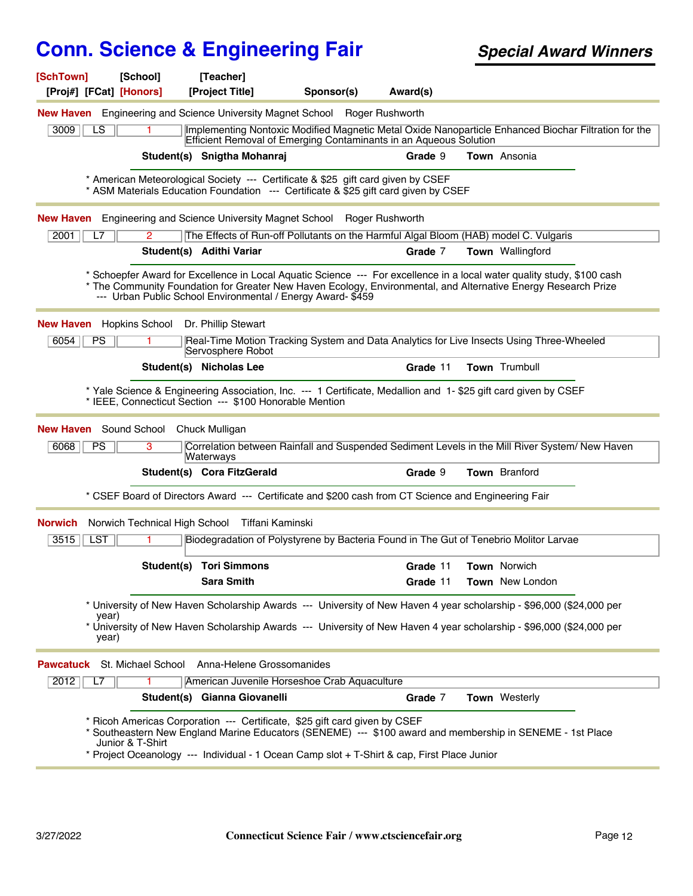# Conn. Science & Engineering Fair

***Special Award Winners***

**[SchTown] [School] [Teacher]**
**[Proj#] [FCat] [Honors] [Project Title] Sponsor(s) Award(s)**

---

**New Haven** Engineering and Science University Magnet School Roger Rushworth

| 3009 | LS | 1 | Implementing Nontoxic Modified Magnetic Metal Oxide Nanoparticle Enhanced Biochar Filtration for the Efficient Removal of Emerging Contaminants in an Aqueous Solution |
|---|---|---|---|

**Student(s)** **Snigtha Mohanraj** **Grade** 9 **Town** Ansonia

* American Meteorological Society --- Certificate & $25 gift card given by CSEF
* ASM Materials Education Foundation --- Certificate & $25 gift card given by CSEF

---

**New Haven** Engineering and Science University Magnet School Roger Rushworth

| 2001 | L7 | 2 | The Effects of Run-off Pollutants on the Harmful Algal Bloom (HAB) model C. Vulgaris |
|---|---|---|---|

**Student(s)** **Adithi Variar** **Grade** 7 **Town** Wallingford

* Schoepfer Award for Excellence in Local Aquatic Science --- For excellence in a local water quality study, $100 cash
* The Community Foundation for Greater New Haven Ecology, Environmental, and Alternative Energy Research Prize --- Urban Public School Environmental / Energy Award- $459

---

**New Haven** Hopkins School Dr. Phillip Stewart

| 6054 | PS | 1 | Real-Time Motion Tracking System and Data Analytics for Live Insects Using Three-Wheeled Servosphere Robot |
|---|---|---|---|

**Student(s)** **Nicholas Lee** **Grade** 11 **Town** Trumbull

* Yale Science & Engineering Association, Inc. --- 1 Certificate, Medallion and 1- $25 gift card given by CSEF
* IEEE, Connecticut Section --- $100 Honorable Mention

---

**New Haven** Sound School Chuck Mulligan

| 6068 | PS | 3 | Correlation between Rainfall and Suspended Sediment Levels in the Mill River System/ New Haven Waterways |
|---|---|---|---|

**Student(s)** **Cora FitzGerald** **Grade** 9 **Town** Branford

* CSEF Board of Directors Award --- Certificate and $200 cash from CT Science and Engineering Fair

---

**Norwich** Norwich Technical High School Tiffani Kaminski

| 3515 | LST | 1 | Biodegradation of Polystyrene by Bacteria Found in The Gut of Tenebrio Molitor Larvae |
|---|---|---|---|

**Student(s)** **Tori Simmons** **Grade** 11 **Town** Norwich
**Sara Smith** **Grade** 11 **Town** New London

* University of New Haven Scholarship Awards --- University of New Haven 4 year scholarship - $96,000 ($24,000 per year)
* University of New Haven Scholarship Awards --- University of New Haven 4 year scholarship - $96,000 ($24,000 per year)

---

**Pawcatuck** St. Michael School Anna-Helene Grossomanides

| 2012 | L7 | 1 | American Juvenile Horseshoe Crab Aquaculture |
|---|---|---|---|

**Student(s)** **Gianna Giovanelli** **Grade** 7 **Town** Westerly

* Ricoh Americas Corporation --- Certificate, $25 gift card given by CSEF
* Southeastern New England Marine Educators (SENEME) --- $100 award and membership in SENEME - 1st Place Junior & T-Shirt
* Project Oceanology --- Individual - 1 Ocean Camp slot + T-Shirt & cap, First Place Junior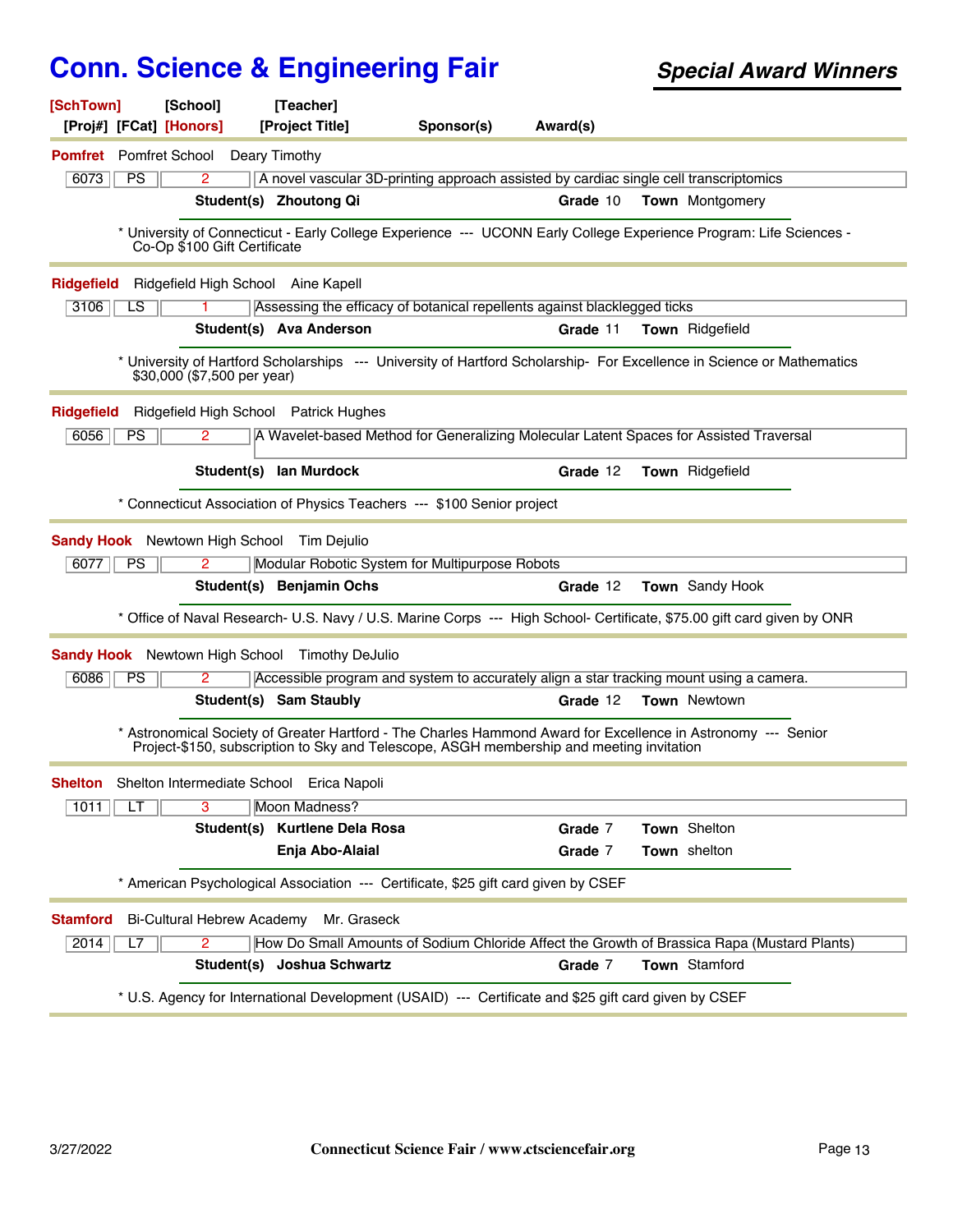# Conn. Science & Engineering Fair

## *Special Award Winners*

[SchTown] [School] [Teacher]
[Proj#] [FCat] [Honors] [Project Title] Sponsor(s) Award(s)

---

**Pomfret** Pomfret School Deary Timothy

| 6073 | PS | 2 | A novel vascular 3D-printing approach assisted by cardiac single cell transcriptomics |
|---|---|---|---|

**Student(s)** **Zhoutong Qi** — **Grade** 10 — **Town** Montgomery

* University of Connecticut - Early College Experience --- UCONN Early College Experience Program: Life Sciences - Co-Op $100 Gift Certificate

---

**Ridgefield** Ridgefield High School Aine Kapell

| 3106 | LS | 1 | Assessing the efficacy of botanical repellents against blacklegged ticks |
|---|---|---|---|

**Student(s)** **Ava Anderson** — **Grade** 11 — **Town** Ridgefield

* University of Hartford Scholarships --- University of Hartford Scholarship- For Excellence in Science or Mathematics $30,000 ($7,500 per year)

---

**Ridgefield** Ridgefield High School Patrick Hughes

| 6056 | PS | 2 | A Wavelet-based Method for Generalizing Molecular Latent Spaces for Assisted Traversal |
|---|---|---|---|

**Student(s)** **Ian Murdock** — **Grade** 12 — **Town** Ridgefield

* Connecticut Association of Physics Teachers --- $100 Senior project

---

**Sandy Hook** Newtown High School Tim Dejulio

| 6077 | PS | 2 | Modular Robotic System for Multipurpose Robots |
|---|---|---|---|

**Student(s)** **Benjamin Ochs** — **Grade** 12 — **Town** Sandy Hook

* Office of Naval Research- U.S. Navy / U.S. Marine Corps --- High School- Certificate, $75.00 gift card given by ONR

---

**Sandy Hook** Newtown High School Timothy DeJulio

| 6086 | PS | 2 | Accessible program and system to accurately align a star tracking mount using a camera. |
|---|---|---|---|

**Student(s)** **Sam Staubly** — **Grade** 12 — **Town** Newtown

* Astronomical Society of Greater Hartford - The Charles Hammond Award for Excellence in Astronomy --- Senior Project-$150, subscription to Sky and Telescope, ASGH membership and meeting invitation

---

**Shelton** Shelton Intermediate School Erica Napoli

| 1011 | LT | 3 | Moon Madness? |
|---|---|---|---|

**Student(s)** **Kurtlene Dela Rosa** — **Grade** 7 — **Town** Shelton
**Enja Abo-Alaial** — **Grade** 7 — **Town** shelton

* American Psychological Association --- Certificate, $25 gift card given by CSEF

---

**Stamford** Bi-Cultural Hebrew Academy Mr. Graseck

| 2014 | L7 | 2 | How Do Small Amounts of Sodium Chloride Affect the Growth of Brassica Rapa (Mustard Plants) |
|---|---|---|---|

**Student(s)** **Joshua Schwartz** — **Grade** 7 — **Town** Stamford

* U.S. Agency for International Development (USAID) --- Certificate and $25 gift card given by CSEF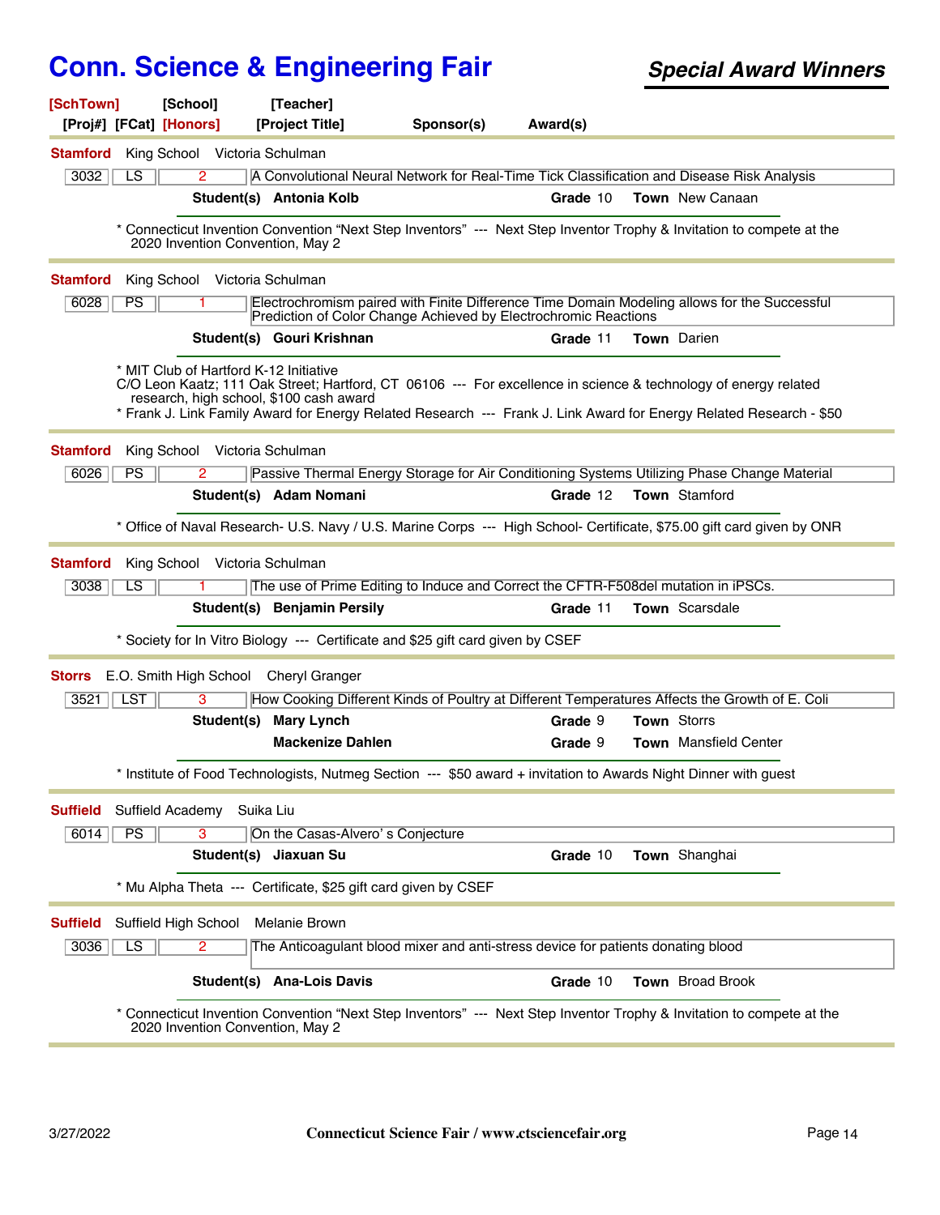# Conn. Science & Engineering Fair

***Special Award Winners***

**[SchTown]** **[School]** **[Teacher]**
**[Proj#]** **[FCat]** **[Honors]** **[Project Title]** **Sponsor(s)** **Award(s)**

---

**Stamford** King School Victoria Schulman

| 3032 | LS | 2 | A Convolutional Neural Network for Real-Time Tick Classification and Disease Risk Analysis |
|---|---|---|---|

**Student(s)** **Antonia Kolb** **Grade** 10 **Town** New Canaan

* Connecticut Invention Convention "Next Step Inventors" --- Next Step Inventor Trophy & Invitation to compete at the 2020 Invention Convention, May 2

---

**Stamford** King School Victoria Schulman

| 6028 | PS | 1 | Electrochromism paired with Finite Difference Time Domain Modeling allows for the Successful Prediction of Color Change Achieved by Electrochromic Reactions |
|---|---|---|---|

**Student(s)** **Gouri Krishnan** **Grade** 11 **Town** Darien

* MIT Club of Hartford K-12 Initiative
C/O Leon Kaatz; 111 Oak Street; Hartford, CT 06106 --- For excellence in science & technology of energy related research, high school, $100 cash award
* Frank J. Link Family Award for Energy Related Research --- Frank J. Link Award for Energy Related Research - $50

---

**Stamford** King School Victoria Schulman

| 6026 | PS | 2 | Passive Thermal Energy Storage for Air Conditioning Systems Utilizing Phase Change Material |
|---|---|---|---|

**Student(s)** **Adam Nomani** **Grade** 12 **Town** Stamford

* Office of Naval Research- U.S. Navy / U.S. Marine Corps --- High School- Certificate, $75.00 gift card given by ONR

---

**Stamford** King School Victoria Schulman

| 3038 | LS | 1 | The use of Prime Editing to Induce and Correct the CFTR-F508del mutation in iPSCs. |
|---|---|---|---|

**Student(s)** **Benjamin Persily** **Grade** 11 **Town** Scarsdale

* Society for In Vitro Biology --- Certificate and $25 gift card given by CSEF

---

**Storrs** E.O. Smith High School Cheryl Granger

| 3521 | LST | 3 | How Cooking Different Kinds of Poultry at Different Temperatures Affects the Growth of E. Coli |
|---|---|---|---|

**Student(s)** **Mary Lynch** **Grade** 9 **Town** Storrs
**Mackenize Dahlen** **Grade** 9 **Town** Mansfield Center

* Institute of Food Technologists, Nutmeg Section --- $50 award + invitation to Awards Night Dinner with guest

---

**Suffield** Suffield Academy Suika Liu

| 6014 | PS | 3 | On the Casas-Alvero' s Conjecture |
|---|---|---|---|

**Student(s)** **Jiaxuan Su** **Grade** 10 **Town** Shanghai

* Mu Alpha Theta --- Certificate, $25 gift card given by CSEF

---

**Suffield** Suffield High School Melanie Brown

| 3036 | LS | 2 | The Anticoagulant blood mixer and anti-stress device for patients donating blood |
|---|---|---|---|

**Student(s)** **Ana-Lois Davis** **Grade** 10 **Town** Broad Brook

* Connecticut Invention Convention "Next Step Inventors" --- Next Step Inventor Trophy & Invitation to compete at the 2020 Invention Convention, May 2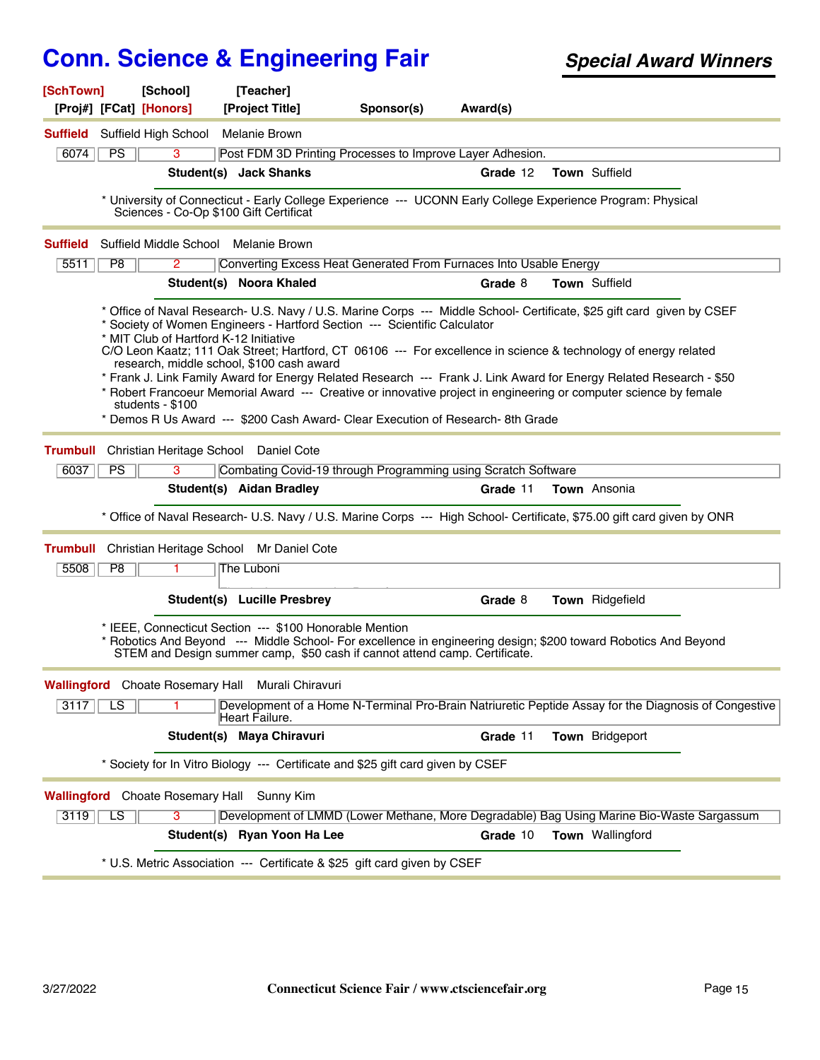# Conn. Science & Engineering Fair

***Special Award Winners***

| [SchTown] | [School] | [Teacher] | | |
|---|---|---|---|---|
| [Proj#] [FCat] [Honors] | | [Project Title] | Sponsor(s) | Award(s) |

---

**Suffield** Suffield High School Melanie Brown

| 6074 | PS | 3 | Post FDM 3D Printing Processes to Improve Layer Adhesion. |
|---|---|---|---|

**Student(s)** **Jack Shanks** **Grade** 12 **Town** Suffield

* University of Connecticut - Early College Experience --- UCONN Early College Experience Program: Physical Sciences - Co-Op $100 Gift Certificat

---

**Suffield** Suffield Middle School Melanie Brown

| 5511 | P8 | 2 | Converting Excess Heat Generated From Furnaces Into Usable Energy |
|---|---|---|---|

**Student(s)** **Noora Khaled** **Grade** 8 **Town** Suffield

* Office of Naval Research- U.S. Navy / U.S. Marine Corps --- Middle School- Certificate, $25 gift card given by CSEF
* Society of Women Engineers - Hartford Section --- Scientific Calculator
* MIT Club of Hartford K-12 Initiative
C/O Leon Kaatz; 111 Oak Street; Hartford, CT 06106 --- For excellence in science & technology of energy related research, middle school, $100 cash award
* Frank J. Link Family Award for Energy Related Research --- Frank J. Link Award for Energy Related Research - $50
* Robert Francoeur Memorial Award --- Creative or innovative project in engineering or computer science by female students - $100
* Demos R Us Award --- $200 Cash Award- Clear Execution of Research- 8th Grade

---

**Trumbull** Christian Heritage School Daniel Cote

| 6037 | PS | 3 | Combating Covid-19 through Programming using Scratch Software |
|---|---|---|---|

**Student(s)** **Aidan Bradley** **Grade** 11 **Town** Ansonia

* Office of Naval Research- U.S. Navy / U.S. Marine Corps --- High School- Certificate, $75.00 gift card given by ONR

---

**Trumbull** Christian Heritage School Mr Daniel Cote

| 5508 | P8 | 1 | The Luboni |
|---|---|---|---|

**Student(s)** **Lucille Presbrey** **Grade** 8 **Town** Ridgefield

* IEEE, Connecticut Section --- $100 Honorable Mention
* Robotics And Beyond --- Middle School- For excellence in engineering design; $200 toward Robotics And Beyond STEM and Design summer camp, $50 cash if cannot attend camp. Certificate.

---

**Wallingford** Choate Rosemary Hall Murali Chiravuri

| 3117 | LS | 1 | Development of a Home N-Terminal Pro-Brain Natriuretic Peptide Assay for the Diagnosis of Congestive Heart Failure. |
|---|---|---|---|

**Student(s)** **Maya Chiravuri** **Grade** 11 **Town** Bridgeport

* Society for In Vitro Biology --- Certificate and $25 gift card given by CSEF

---

**Wallingford** Choate Rosemary Hall Sunny Kim

| 3119 | LS | 3 | Development of LMMD (Lower Methane, More Degradable) Bag Using Marine Bio-Waste Sargassum |
|---|---|---|---|

**Student(s)** **Ryan Yoon Ha Lee** **Grade** 10 **Town** Wallingford

* U.S. Metric Association --- Certificate & $25 gift card given by CSEF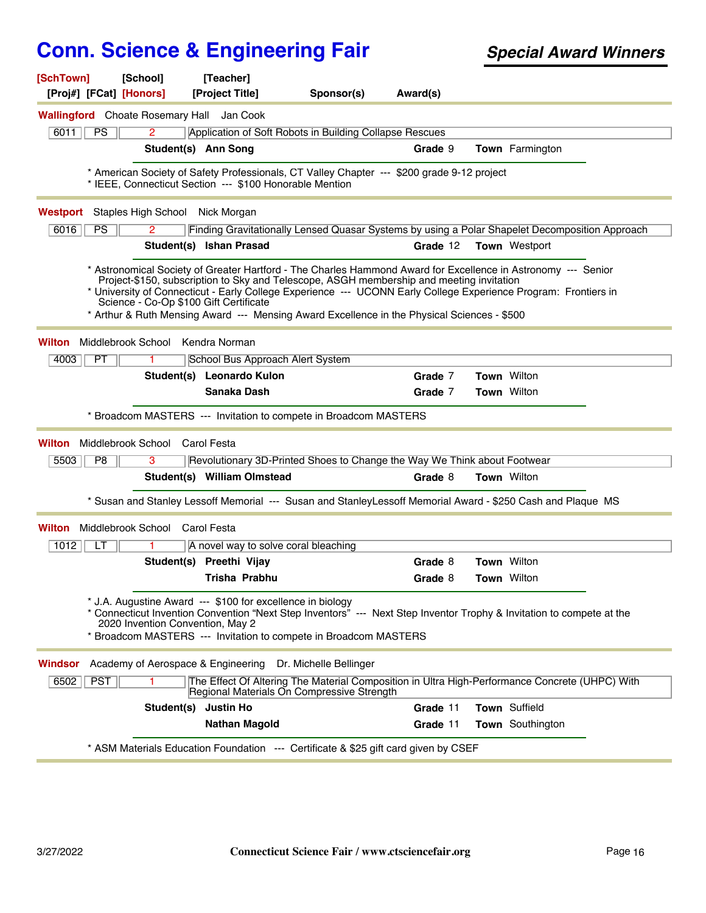# Conn. Science & Engineering Fair

***Special Award Winners***

**[SchTown]** **[School]** **[Teacher]**
**[Proj#]** **[FCat]** **[Honors]** **[Project Title]** **Sponsor(s)** **Award(s)**

---

**Wallingford** Choate Rosemary Hall Jan Cook

| 6011 | PS | 2 | Application of Soft Robots in Building Collapse Rescues |
|---|---|---|---|

**Student(s)** **Ann Song** — **Grade** 9 — **Town** Farmington

* American Society of Safety Professionals, CT Valley Chapter --- $200 grade 9-12 project
* IEEE, Connecticut Section --- $100 Honorable Mention

---

**Westport** Staples High School Nick Morgan

| 6016 | PS | 2 | Finding Gravitationally Lensed Quasar Systems by using a Polar Shapelet Decomposition Approach |
|---|---|---|---|

**Student(s)** **Ishan Prasad** — **Grade** 12 — **Town** Westport

* Astronomical Society of Greater Hartford - The Charles Hammond Award for Excellence in Astronomy --- Senior Project-$150, subscription to Sky and Telescope, ASGH membership and meeting invitation
* University of Connecticut - Early College Experience --- UCONN Early College Experience Program: Frontiers in Science - Co-Op $100 Gift Certificate
* Arthur & Ruth Mensing Award --- Mensing Award Excellence in the Physical Sciences - $500

---

**Wilton** Middlebrook School Kendra Norman

| 4003 | PT | 1 | School Bus Approach Alert System |
|---|---|---|---|

**Student(s)** **Leonardo Kulon** — **Grade** 7 — **Town** Wilton
**Sanaka Dash** — **Grade** 7 — **Town** Wilton

* Broadcom MASTERS --- Invitation to compete in Broadcom MASTERS

---

**Wilton** Middlebrook School Carol Festa

| 5503 | P8 | 3 | Revolutionary 3D-Printed Shoes to Change the Way We Think about Footwear |
|---|---|---|---|

**Student(s)** **William Olmstead** — **Grade** 8 — **Town** Wilton

* Susan and Stanley Lessoff Memorial --- Susan and StanleyLessoff Memorial Award - $250 Cash and Plaque MS

---

**Wilton** Middlebrook School Carol Festa

| 1012 | LT | 1 | A novel way to solve coral bleaching |
|---|---|---|---|

**Student(s)** **Preethi Vijay** — **Grade** 8 — **Town** Wilton
**Trisha Prabhu** — **Grade** 8 — **Town** Wilton

* J.A. Augustine Award --- $100 for excellence in biology
* Connecticut Invention Convention "Next Step Inventors" --- Next Step Inventor Trophy & Invitation to compete at the 2020 Invention Convention, May 2
* Broadcom MASTERS --- Invitation to compete in Broadcom MASTERS

---

**Windsor** Academy of Aerospace & Engineering Dr. Michelle Bellinger

| 6502 | PST | 1 | The Effect Of Altering The Material Composition in Ultra High-Performance Concrete (UHPC) With Regional Materials On Compressive Strength |
|---|---|---|---|

**Student(s)** **Justin Ho** — **Grade** 11 — **Town** Suffield
**Nathan Magold** — **Grade** 11 — **Town** Southington

* ASM Materials Education Foundation --- Certificate & $25 gift card given by CSEF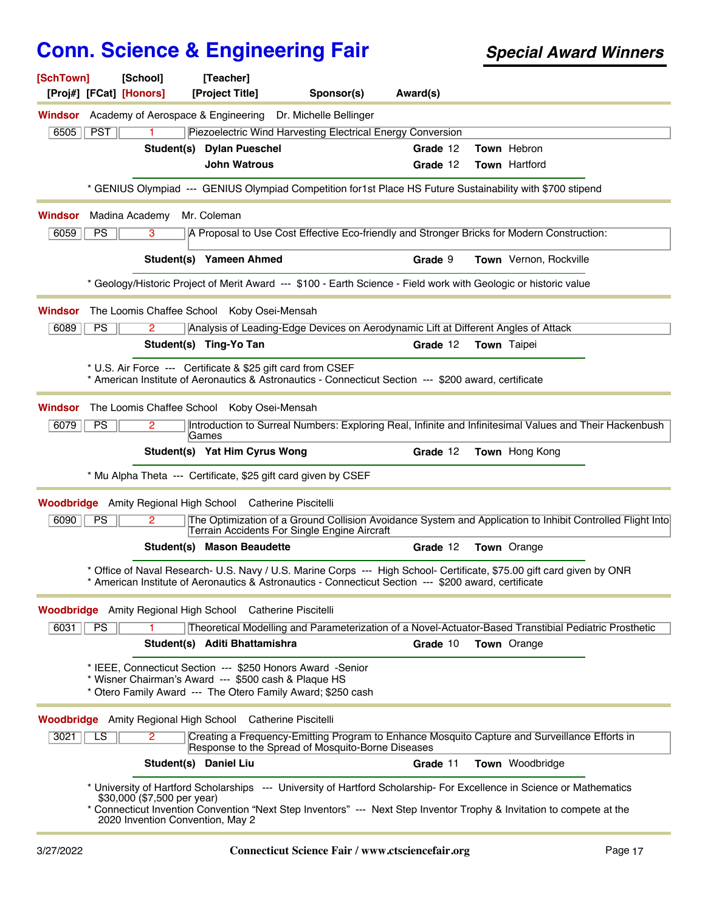# Conn. Science & Engineering Fair

## *Special Award Winners*

**[SchTown]** [School] [Teacher]
[Proj#] [FCat] **[Honors]** [Project Title] Sponsor(s) Award(s)

---

**Windsor** Academy of Aerospace & Engineering Dr. Michelle Bellinger

| 6505 | PST | 1 | Piezoelectric Wind Harvesting Electrical Energy Conversion |
|---|---|---|---|

**Student(s)** **Dylan Pueschel** **Grade** 12 **Town** Hebron
**John Watrous** **Grade** 12 **Town** Hartford

* GENIUS Olympiad --- GENIUS Olympiad Competition for1st Place HS Future Sustainability with $700 stipend

---

**Windsor** Madina Academy Mr. Coleman

| 6059 | PS | 3 | A Proposal to Use Cost Effective Eco-friendly and Stronger Bricks for Modern Construction: |
|---|---|---|---|

**Student(s)** **Yameen Ahmed** **Grade** 9 **Town** Vernon, Rockville

* Geology/Historic Project of Merit Award --- $100 - Earth Science - Field work with Geologic or historic value

---

**Windsor** The Loomis Chaffee School Koby Osei-Mensah

| 6089 | PS | 2 | Analysis of Leading-Edge Devices on Aerodynamic Lift at Different Angles of Attack |
|---|---|---|---|

**Student(s)** **Ting-Yo Tan** **Grade** 12 **Town** Taipei

* U.S. Air Force --- Certificate & $25 gift card from CSEF
* American Institute of Aeronautics & Astronautics - Connecticut Section --- $200 award, certificate

---

**Windsor** The Loomis Chaffee School Koby Osei-Mensah

| 6079 | PS | 2 | Introduction to Surreal Numbers: Exploring Real, Infinite and Infinitesimal Values and Their Hackenbush Games |
|---|---|---|---|

**Student(s)** **Yat Him Cyrus Wong** **Grade** 12 **Town** Hong Kong

* Mu Alpha Theta --- Certificate, $25 gift card given by CSEF

---

**Woodbridge** Amity Regional High School Catherine Piscitelli

| 6090 | PS | 2 | The Optimization of a Ground Collision Avoidance System and Application to Inhibit Controlled Flight Into Terrain Accidents For Single Engine Aircraft |
|---|---|---|---|

**Student(s)** **Mason Beaudette** **Grade** 12 **Town** Orange

* Office of Naval Research- U.S. Navy / U.S. Marine Corps --- High School- Certificate, $75.00 gift card given by ONR
* American Institute of Aeronautics & Astronautics - Connecticut Section --- $200 award, certificate

---

**Woodbridge** Amity Regional High School Catherine Piscitelli

| 6031 | PS | 1 | Theoretical Modelling and Parameterization of a Novel-Actuator-Based Transtibial Pediatric Prosthetic |
|---|---|---|---|

**Student(s)** **Aditi Bhattamishra** **Grade** 10 **Town** Orange

* IEEE, Connecticut Section --- $250 Honors Award -Senior
* Wisner Chairman's Award --- $500 cash & Plaque HS
* Otero Family Award --- The Otero Family Award; $250 cash

---

**Woodbridge** Amity Regional High School Catherine Piscitelli

| 3021 | LS | 2 | Creating a Frequency-Emitting Program to Enhance Mosquito Capture and Surveillance Efforts in Response to the Spread of Mosquito-Borne Diseases |
|---|---|---|---|

**Student(s)** **Daniel Liu** **Grade** 11 **Town** Woodbridge

* University of Hartford Scholarships --- University of Hartford Scholarship- For Excellence in Science or Mathematics $30,000 ($7,500 per year)
* Connecticut Invention Convention "Next Step Inventors" --- Next Step Inventor Trophy & Invitation to compete at the 2020 Invention Convention, May 2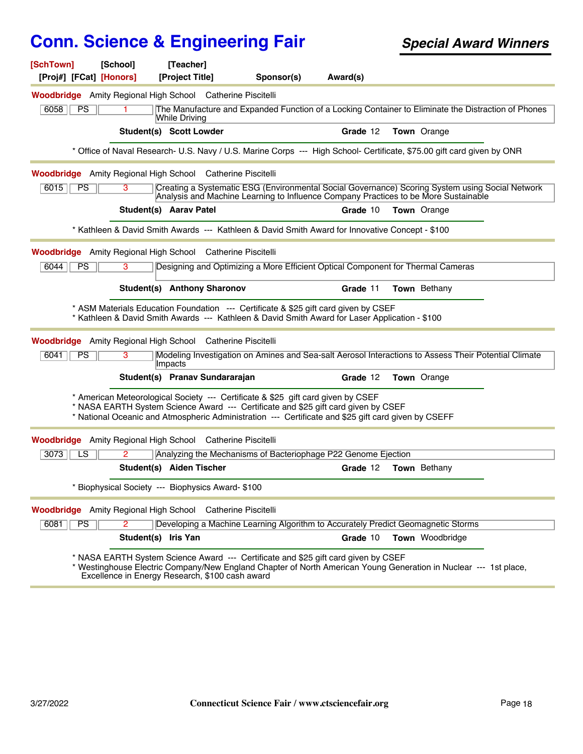# Conn. Science & Engineering Fair

***Special Award Winners***

**[SchTown]** **[School]** **[Teacher]**
**[Proj#]** **[FCat]** **[Honors]** **[Project Title]** **Sponsor(s)** **Award(s)**

---

**Woodbridge** Amity Regional High School Catherine Piscitelli

| 6058 | PS | 1 | The Manufacture and Expanded Function of a Locking Container to Eliminate the Distraction of Phones While Driving |
|---|---|---|---|

**Student(s)** **Scott Lowder** **Grade** 12 **Town** Orange

* Office of Naval Research- U.S. Navy / U.S. Marine Corps --- High School- Certificate, $75.00 gift card given by ONR

---

**Woodbridge** Amity Regional High School Catherine Piscitelli

| 6015 | PS | 3 | Creating a Systematic ESG (Environmental Social Governance) Scoring System using Social Network Analysis and Machine Learning to Influence Company Practices to be More Sustainable |
|---|---|---|---|

**Student(s)** **Aarav Patel** **Grade** 10 **Town** Orange

* Kathleen & David Smith Awards --- Kathleen & David Smith Award for Innovative Concept - $100

---

**Woodbridge** Amity Regional High School Catherine Piscitelli

| 6044 | PS | 3 | Designing and Optimizing a More Efficient Optical Component for Thermal Cameras |
|---|---|---|---|

**Student(s)** **Anthony Sharonov** **Grade** 11 **Town** Bethany

* ASM Materials Education Foundation --- Certificate & $25 gift card given by CSEF
* Kathleen & David Smith Awards --- Kathleen & David Smith Award for Laser Application - $100

---

**Woodbridge** Amity Regional High School Catherine Piscitelli

| 6041 | PS | 3 | Modeling Investigation on Amines and Sea-salt Aerosol Interactions to Assess Their Potential Climate Impacts |
|---|---|---|---|

**Student(s)** **Pranav Sundararajan** **Grade** 12 **Town** Orange

* American Meteorological Society --- Certificate & $25 gift card given by CSEF
* NASA EARTH System Science Award --- Certificate and $25 gift card given by CSEF
* National Oceanic and Atmospheric Administration --- Certificate and $25 gift card given by CSEFF

---

**Woodbridge** Amity Regional High School Catherine Piscitelli

| 3073 | LS | 2 | Analyzing the Mechanisms of Bacteriophage P22 Genome Ejection |
|---|---|---|---|

**Student(s)** **Aiden Tischer** **Grade** 12 **Town** Bethany

* Biophysical Society --- Biophysics Award- $100

---

**Woodbridge** Amity Regional High School Catherine Piscitelli

| 6081 | PS | 2 | Developing a Machine Learning Algorithm to Accurately Predict Geomagnetic Storms |
|---|---|---|---|

**Student(s)** **Iris Yan** **Grade** 10 **Town** Woodbridge

* NASA EARTH System Science Award --- Certificate and $25 gift card given by CSEF
* Westinghouse Electric Company/New England Chapter of North American Young Generation in Nuclear --- 1st place, Excellence in Energy Research, $100 cash award